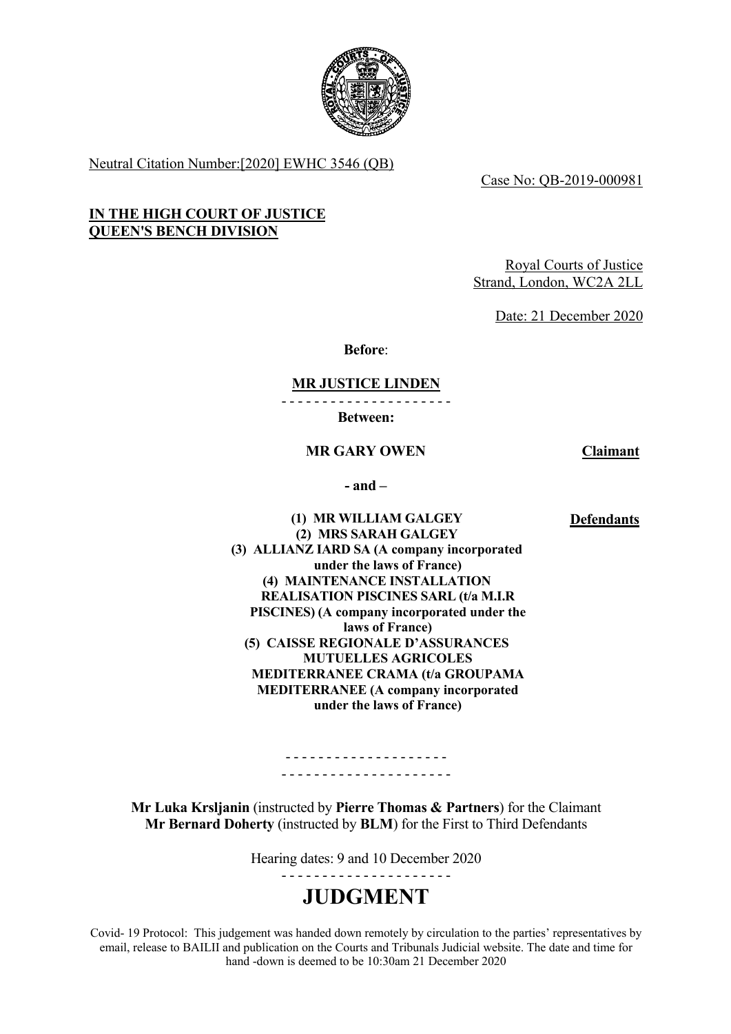Neutral Citation Number:[2020] EWHC 3546 (QB)

Case No: QB-2019-000981

**IN THE HIGH COURT OF JUSTICE**
**QUEEN'S BENCH DIVISION**

Royal Courts of Justice
Strand, London, WC2A 2LL

Date: 21 December 2020

**Before**:

**MR JUSTICE LINDEN**

- - - - - - - - - - - - - - - - - - - - -

**Between:**

**MR GARY OWEN** — **Claimant**

**- and –**

**(1) MR WILLIAM GALGEY**
**(2) MRS SARAH GALGEY**
**(3) ALLIANZ IARD SA (A company incorporated under the laws of France)**
**(4) MAINTENANCE INSTALLATION REALISATION PISCINES SARL (t/a M.I.R PISCINES) (A company incorporated under the laws of France)**
**(5) CAISSE REGIONALE D'ASSURANCES MUTUELLES AGRICOLES MEDITERRANEE CRAMA (t/a GROUPAMA MEDITERRANEE (A company incorporated under the laws of France)** — **Defendants**

- - - - - - - - - - - - - - - - - - - -
- - - - - - - - - - - - - - - - - - - - -

**Mr Luka Krsljanin** (instructed by **Pierre Thomas & Partners**) for the Claimant
**Mr Bernard Doherty** (instructed by **BLM**) for the First to Third Defendants

Hearing dates: 9 and 10 December 2020

- - - - - - - - - - - - - - - - - - - - -

# JUDGMENT

Covid- 19 Protocol: This judgement was handed down remotely by circulation to the parties' representatives by email, release to BAILII and publication on the Courts and Tribunals Judicial website. The date and time for hand -down is deemed to be 10:30am 21 December 2020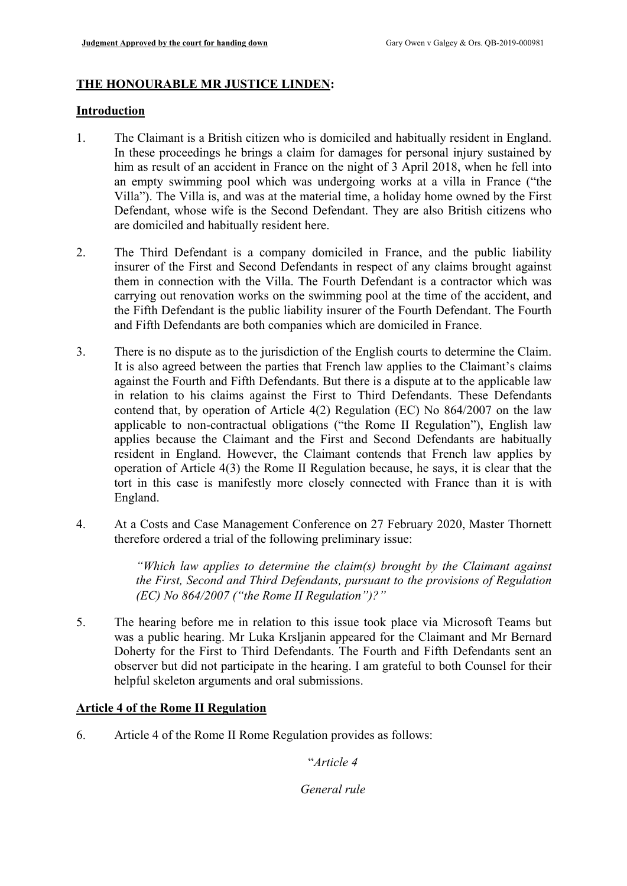**THE HONOURABLE MR JUSTICE LINDEN:**

**Introduction**

1. The Claimant is a British citizen who is domiciled and habitually resident in England. In these proceedings he brings a claim for damages for personal injury sustained by him as result of an accident in France on the night of 3 April 2018, when he fell into an empty swimming pool which was undergoing works at a villa in France ("the Villa"). The Villa is, and was at the material time, a holiday home owned by the First Defendant, whose wife is the Second Defendant. They are also British citizens who are domiciled and habitually resident here.

2. The Third Defendant is a company domiciled in France, and the public liability insurer of the First and Second Defendants in respect of any claims brought against them in connection with the Villa. The Fourth Defendant is a contractor which was carrying out renovation works on the swimming pool at the time of the accident, and the Fifth Defendant is the public liability insurer of the Fourth Defendant. The Fourth and Fifth Defendants are both companies which are domiciled in France.

3. There is no dispute as to the jurisdiction of the English courts to determine the Claim. It is also agreed between the parties that French law applies to the Claimant's claims against the Fourth and Fifth Defendants. But there is a dispute at to the applicable law in relation to his claims against the First to Third Defendants. These Defendants contend that, by operation of Article 4(2) Regulation (EC) No 864/2007 on the law applicable to non-contractual obligations ("the Rome II Regulation"), English law applies because the Claimant and the First and Second Defendants are habitually resident in England. However, the Claimant contends that French law applies by operation of Article 4(3) the Rome II Regulation because, he says, it is clear that the tort in this case is manifestly more closely connected with France than it is with England.

4. At a Costs and Case Management Conference on 27 February 2020, Master Thornett therefore ordered a trial of the following preliminary issue:

   > *"Which law applies to determine the claim(s) brought by the Claimant against the First, Second and Third Defendants, pursuant to the provisions of Regulation (EC) No 864/2007 ("the Rome II Regulation")?"*

5. The hearing before me in relation to this issue took place via Microsoft Teams but was a public hearing. Mr Luka Krsljanin appeared for the Claimant and Mr Bernard Doherty for the First to Third Defendants. The Fourth and Fifth Defendants sent an observer but did not participate in the hearing. I am grateful to both Counsel for their helpful skeleton arguments and oral submissions.

**Article 4 of the Rome II Regulation**

6. Article 4 of the Rome II Rome Regulation provides as follows:

   "*Article 4*

   *General rule*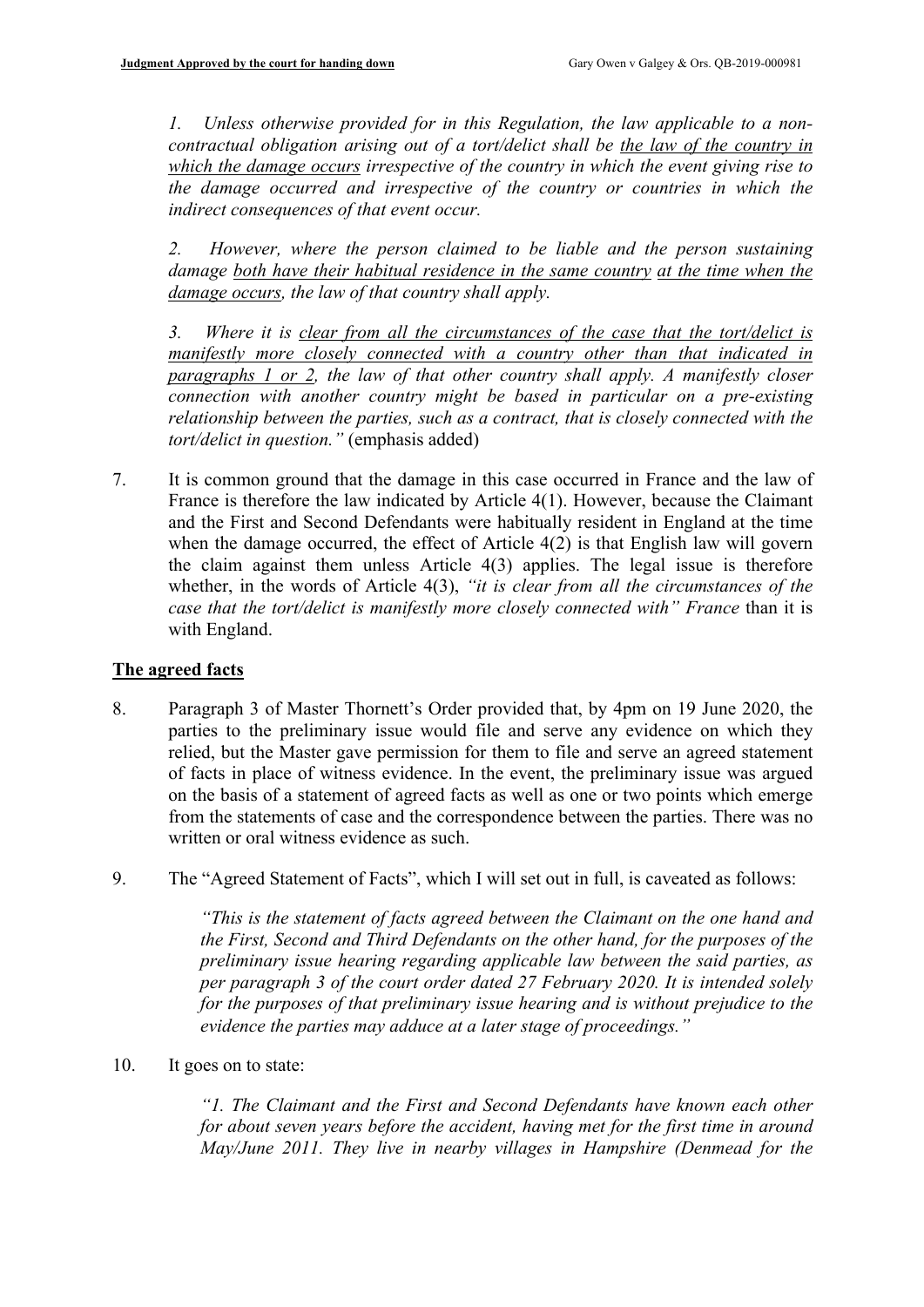*1. Unless otherwise provided for in this Regulation, the law applicable to a non-contractual obligation arising out of a tort/delict shall be <u>the law of the country in which the damage occurs</u> irrespective of the country in which the event giving rise to the damage occurred and irrespective of the country or countries in which the indirect consequences of that event occur.*

*2. However, where the person claimed to be liable and the person sustaining damage <u>both have their habitual residence in the same country</u> <u>at the time when the damage occurs</u>, the law of that country shall apply.*

*3. Where it is <u>clear from all the circumstances of the case that the tort/delict is manifestly more closely connected with a country other than that indicated in paragraphs 1 or 2</u>, the law of that other country shall apply. A manifestly closer connection with another country might be based in particular on a pre-existing relationship between the parties, such as a contract, that is closely connected with the tort/delict in question."* (emphasis added)

7. It is common ground that the damage in this case occurred in France and the law of France is therefore the law indicated by Article 4(1). However, because the Claimant and the First and Second Defendants were habitually resident in England at the time when the damage occurred, the effect of Article 4(2) is that English law will govern the claim against them unless Article 4(3) applies. The legal issue is therefore whether, in the words of Article 4(3), *"it is clear from all the circumstances of the case that the tort/delict is manifestly more closely connected with" France* than it is with England.

## The agreed facts

8. Paragraph 3 of Master Thornett's Order provided that, by 4pm on 19 June 2020, the parties to the preliminary issue would file and serve any evidence on which they relied, but the Master gave permission for them to file and serve an agreed statement of facts in place of witness evidence. In the event, the preliminary issue was argued on the basis of a statement of agreed facts as well as one or two points which emerge from the statements of case and the correspondence between the parties. There was no written or oral witness evidence as such.

9. The "Agreed Statement of Facts", which I will set out in full, is caveated as follows:

*"This is the statement of facts agreed between the Claimant on the one hand and the First, Second and Third Defendants on the other hand, for the purposes of the preliminary issue hearing regarding applicable law between the said parties, as per paragraph 3 of the court order dated 27 February 2020. It is intended solely for the purposes of that preliminary issue hearing and is without prejudice to the evidence the parties may adduce at a later stage of proceedings."*

10. It goes on to state:

*"1. The Claimant and the First and Second Defendants have known each other for about seven years before the accident, having met for the first time in around May/June 2011. They live in nearby villages in Hampshire (Denmead for the*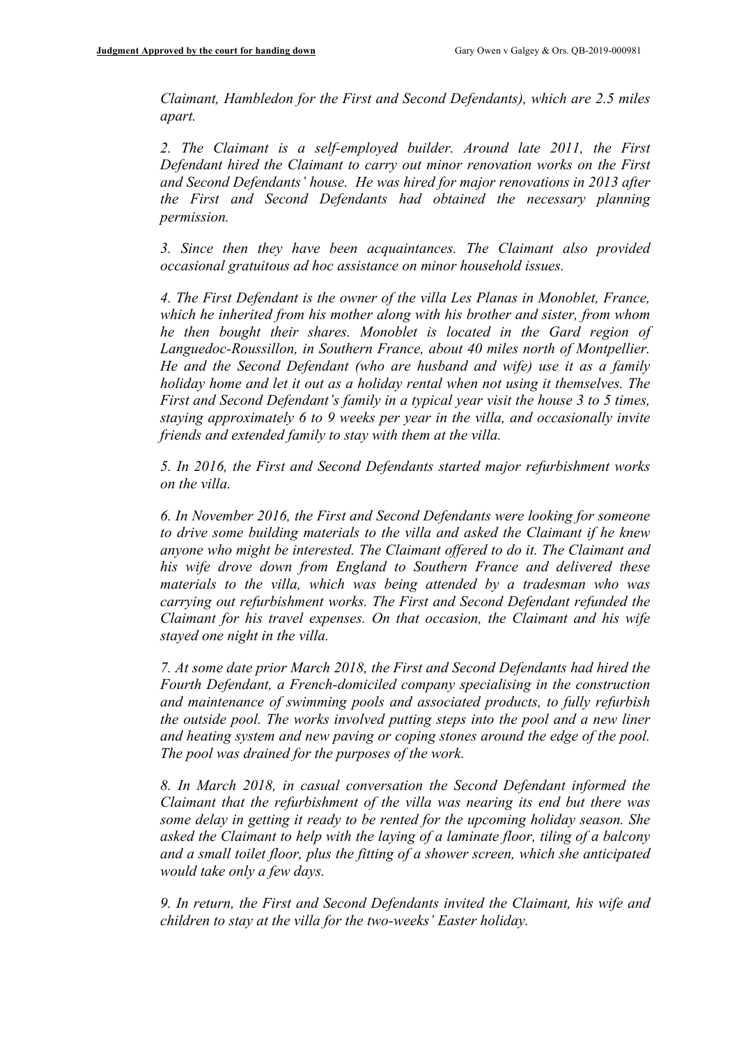*Claimant, Hambledon for the First and Second Defendants), which are 2.5 miles apart.*

*2. The Claimant is a self-employed builder. Around late 2011, the First Defendant hired the Claimant to carry out minor renovation works on the First and Second Defendants' house. He was hired for major renovations in 2013 after the First and Second Defendants had obtained the necessary planning permission.*

*3. Since then they have been acquaintances. The Claimant also provided occasional gratuitous ad hoc assistance on minor household issues.*

*4. The First Defendant is the owner of the villa Les Planas in Monoblet, France, which he inherited from his mother along with his brother and sister, from whom he then bought their shares. Monoblet is located in the Gard region of Languedoc-Roussillon, in Southern France, about 40 miles north of Montpellier. He and the Second Defendant (who are husband and wife) use it as a family holiday home and let it out as a holiday rental when not using it themselves. The First and Second Defendant's family in a typical year visit the house 3 to 5 times, staying approximately 6 to 9 weeks per year in the villa, and occasionally invite friends and extended family to stay with them at the villa.*

*5. In 2016, the First and Second Defendants started major refurbishment works on the villa.*

*6. In November 2016, the First and Second Defendants were looking for someone to drive some building materials to the villa and asked the Claimant if he knew anyone who might be interested. The Claimant offered to do it. The Claimant and his wife drove down from England to Southern France and delivered these materials to the villa, which was being attended by a tradesman who was carrying out refurbishment works. The First and Second Defendant refunded the Claimant for his travel expenses. On that occasion, the Claimant and his wife stayed one night in the villa.*

*7. At some date prior March 2018, the First and Second Defendants had hired the Fourth Defendant, a French-domiciled company specialising in the construction and maintenance of swimming pools and associated products, to fully refurbish the outside pool. The works involved putting steps into the pool and a new liner and heating system and new paving or coping stones around the edge of the pool. The pool was drained for the purposes of the work.*

*8. In March 2018, in casual conversation the Second Defendant informed the Claimant that the refurbishment of the villa was nearing its end but there was some delay in getting it ready to be rented for the upcoming holiday season. She asked the Claimant to help with the laying of a laminate floor, tiling of a balcony and a small toilet floor, plus the fitting of a shower screen, which she anticipated would take only a few days.*

*9. In return, the First and Second Defendants invited the Claimant, his wife and children to stay at the villa for the two-weeks' Easter holiday.*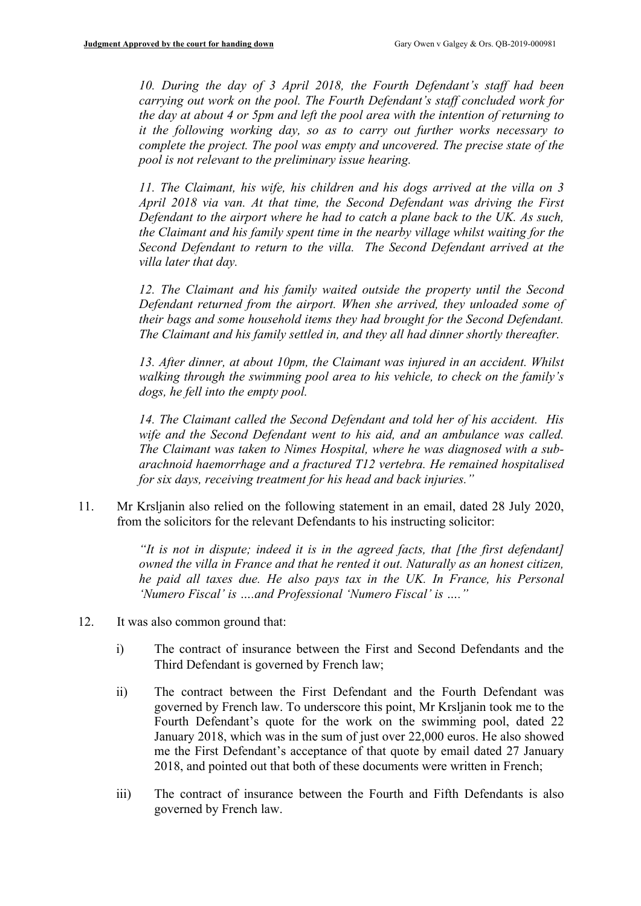*10. During the day of 3 April 2018, the Fourth Defendant's staff had been carrying out work on the pool. The Fourth Defendant's staff concluded work for the day at about 4 or 5pm and left the pool area with the intention of returning to it the following working day, so as to carry out further works necessary to complete the project. The pool was empty and uncovered. The precise state of the pool is not relevant to the preliminary issue hearing.*

*11. The Claimant, his wife, his children and his dogs arrived at the villa on 3 April 2018 via van. At that time, the Second Defendant was driving the First Defendant to the airport where he had to catch a plane back to the UK. As such, the Claimant and his family spent time in the nearby village whilst waiting for the Second Defendant to return to the villa. The Second Defendant arrived at the villa later that day.*

*12. The Claimant and his family waited outside the property until the Second Defendant returned from the airport. When she arrived, they unloaded some of their bags and some household items they had brought for the Second Defendant. The Claimant and his family settled in, and they all had dinner shortly thereafter.*

*13. After dinner, at about 10pm, the Claimant was injured in an accident. Whilst walking through the swimming pool area to his vehicle, to check on the family's dogs, he fell into the empty pool.*

*14. The Claimant called the Second Defendant and told her of his accident. His wife and the Second Defendant went to his aid, and an ambulance was called. The Claimant was taken to Nimes Hospital, where he was diagnosed with a sub-arachnoid haemorrhage and a fractured T12 vertebra. He remained hospitalised for six days, receiving treatment for his head and back injuries."*

11. Mr Krsljanin also relied on the following statement in an email, dated 28 July 2020, from the solicitors for the relevant Defendants to his instructing solicitor:

    *"It is not in dispute; indeed it is in the agreed facts, that [the first defendant] owned the villa in France and that he rented it out. Naturally as an honest citizen, he paid all taxes due. He also pays tax in the UK. In France, his Personal 'Numero Fiscal' is ….and Professional 'Numero Fiscal' is …."*

12. It was also common ground that:

    i) The contract of insurance between the First and Second Defendants and the Third Defendant is governed by French law;

    ii) The contract between the First Defendant and the Fourth Defendant was governed by French law. To underscore this point, Mr Krsljanin took me to the Fourth Defendant's quote for the work on the swimming pool, dated 22 January 2018, which was in the sum of just over 22,000 euros. He also showed me the First Defendant's acceptance of that quote by email dated 27 January 2018, and pointed out that both of these documents were written in French;

    iii) The contract of insurance between the Fourth and Fifth Defendants is also governed by French law.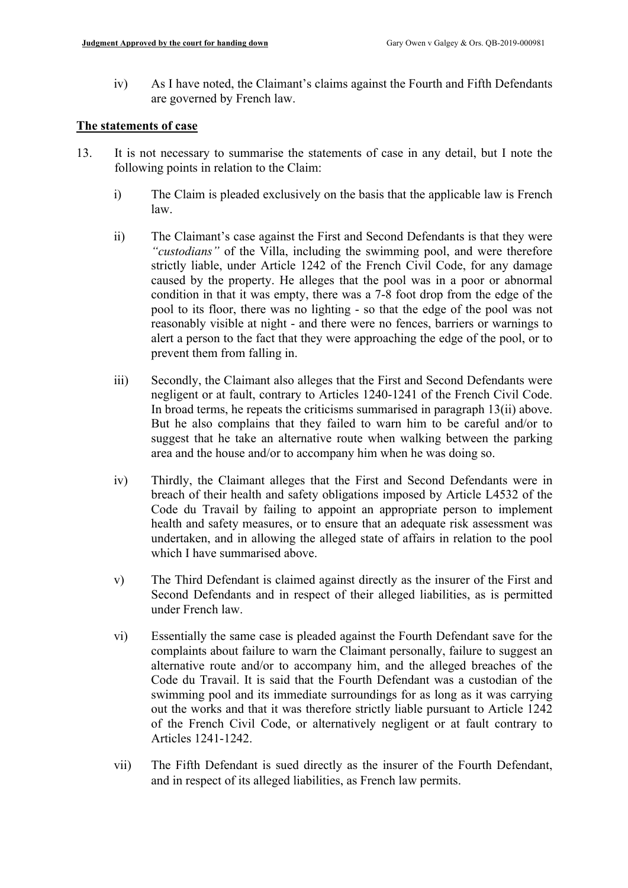iv) As I have noted, the Claimant's claims against the Fourth and Fifth Defendants are governed by French law.

## The statements of case

13. It is not necessary to summarise the statements of case in any detail, but I note the following points in relation to the Claim:

    i) The Claim is pleaded exclusively on the basis that the applicable law is French law.

    ii) The Claimant's case against the First and Second Defendants is that they were *"custodians"* of the Villa, including the swimming pool, and were therefore strictly liable, under Article 1242 of the French Civil Code, for any damage caused by the property. He alleges that the pool was in a poor or abnormal condition in that it was empty, there was a 7-8 foot drop from the edge of the pool to its floor, there was no lighting - so that the edge of the pool was not reasonably visible at night - and there were no fences, barriers or warnings to alert a person to the fact that they were approaching the edge of the pool, or to prevent them from falling in.

    iii) Secondly, the Claimant also alleges that the First and Second Defendants were negligent or at fault, contrary to Articles 1240-1241 of the French Civil Code. In broad terms, he repeats the criticisms summarised in paragraph 13(ii) above. But he also complains that they failed to warn him to be careful and/or to suggest that he take an alternative route when walking between the parking area and the house and/or to accompany him when he was doing so.

    iv) Thirdly, the Claimant alleges that the First and Second Defendants were in breach of their health and safety obligations imposed by Article L4532 of the Code du Travail by failing to appoint an appropriate person to implement health and safety measures, or to ensure that an adequate risk assessment was undertaken, and in allowing the alleged state of affairs in relation to the pool which I have summarised above.

    v) The Third Defendant is claimed against directly as the insurer of the First and Second Defendants and in respect of their alleged liabilities, as is permitted under French law.

    vi) Essentially the same case is pleaded against the Fourth Defendant save for the complaints about failure to warn the Claimant personally, failure to suggest an alternative route and/or to accompany him, and the alleged breaches of the Code du Travail. It is said that the Fourth Defendant was a custodian of the swimming pool and its immediate surroundings for as long as it was carrying out the works and that it was therefore strictly liable pursuant to Article 1242 of the French Civil Code, or alternatively negligent or at fault contrary to Articles 1241-1242.

    vii) The Fifth Defendant is sued directly as the insurer of the Fourth Defendant, and in respect of its alleged liabilities, as French law permits.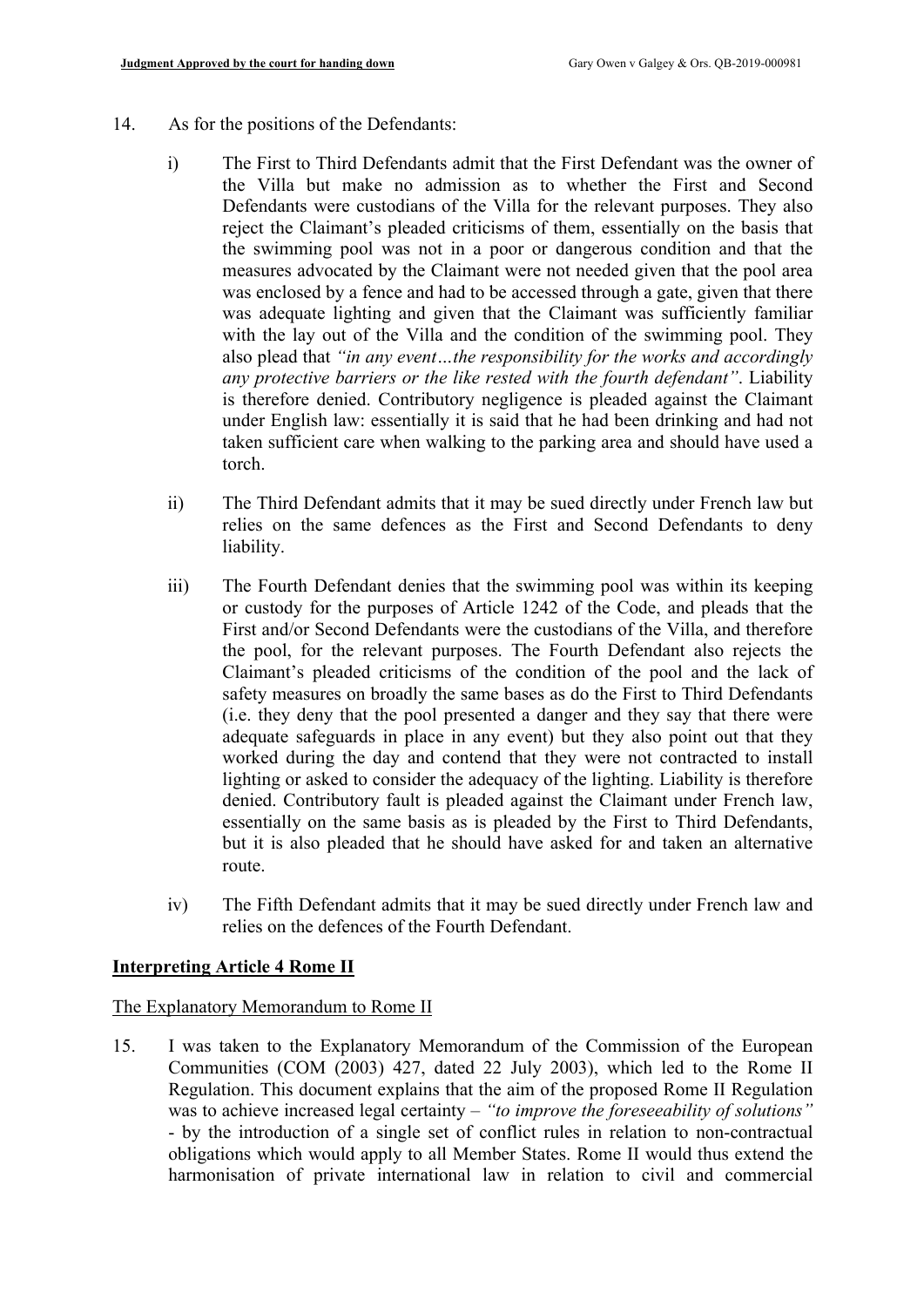14. As for the positions of the Defendants:

    i) The First to Third Defendants admit that the First Defendant was the owner of the Villa but make no admission as to whether the First and Second Defendants were custodians of the Villa for the relevant purposes. They also reject the Claimant's pleaded criticisms of them, essentially on the basis that the swimming pool was not in a poor or dangerous condition and that the measures advocated by the Claimant were not needed given that the pool area was enclosed by a fence and had to be accessed through a gate, given that there was adequate lighting and given that the Claimant was sufficiently familiar with the lay out of the Villa and the condition of the swimming pool. They also plead that *"in any event…the responsibility for the works and accordingly any protective barriers or the like rested with the fourth defendant"*. Liability is therefore denied. Contributory negligence is pleaded against the Claimant under English law: essentially it is said that he had been drinking and had not taken sufficient care when walking to the parking area and should have used a torch.

    ii) The Third Defendant admits that it may be sued directly under French law but relies on the same defences as the First and Second Defendants to deny liability.

    iii) The Fourth Defendant denies that the swimming pool was within its keeping or custody for the purposes of Article 1242 of the Code, and pleads that the First and/or Second Defendants were the custodians of the Villa, and therefore the pool, for the relevant purposes. The Fourth Defendant also rejects the Claimant's pleaded criticisms of the condition of the pool and the lack of safety measures on broadly the same bases as do the First to Third Defendants (i.e. they deny that the pool presented a danger and they say that there were adequate safeguards in place in any event) but they also point out that they worked during the day and contend that they were not contracted to install lighting or asked to consider the adequacy of the lighting. Liability is therefore denied. Contributory fault is pleaded against the Claimant under French law, essentially on the same basis as is pleaded by the First to Third Defendants, but it is also pleaded that he should have asked for and taken an alternative route.

    iv) The Fifth Defendant admits that it may be sued directly under French law and relies on the defences of the Fourth Defendant.

## Interpreting Article 4 Rome II

### The Explanatory Memorandum to Rome II

15. I was taken to the Explanatory Memorandum of the Commission of the European Communities (COM (2003) 427, dated 22 July 2003), which led to the Rome II Regulation. This document explains that the aim of the proposed Rome II Regulation was to achieve increased legal certainty – *"to improve the foreseeability of solutions"* - by the introduction of a single set of conflict rules in relation to non-contractual obligations which would apply to all Member States. Rome II would thus extend the harmonisation of private international law in relation to civil and commercial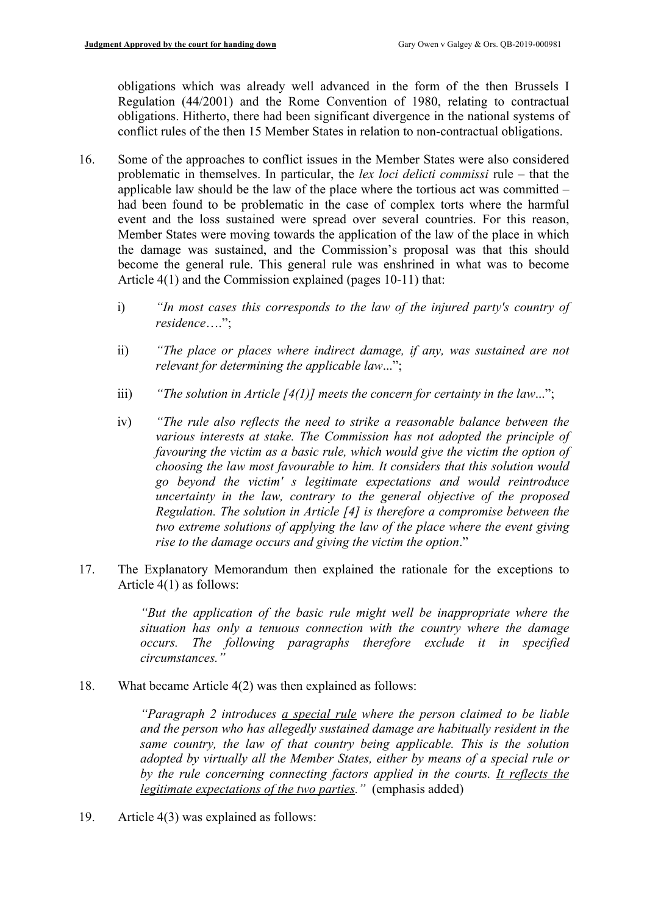obligations which was already well advanced in the form of the then Brussels I Regulation (44/2001) and the Rome Convention of 1980, relating to contractual obligations. Hitherto, there had been significant divergence in the national systems of conflict rules of the then 15 Member States in relation to non-contractual obligations.

16. Some of the approaches to conflict issues in the Member States were also considered problematic in themselves. In particular, the *lex loci delicti commissi* rule – that the applicable law should be the law of the place where the tortious act was committed – had been found to be problematic in the case of complex torts where the harmful event and the loss sustained were spread over several countries. For this reason, Member States were moving towards the application of the law of the place in which the damage was sustained, and the Commission's proposal was that this should become the general rule. This general rule was enshrined in what was to become Article 4(1) and the Commission explained (pages 10-11) that:

    i) *"In most cases this corresponds to the law of the injured party's country of residence…."*;

    ii) *"The place or places where indirect damage, if any, was sustained are not relevant for determining the applicable law..."*;

    iii) *"The solution in Article [4(1)] meets the concern for certainty in the law..."*;

    iv) *"The rule also reflects the need to strike a reasonable balance between the various interests at stake. The Commission has not adopted the principle of favouring the victim as a basic rule, which would give the victim the option of choosing the law most favourable to him. It considers that this solution would go beyond the victim' s legitimate expectations and would reintroduce uncertainty in the law, contrary to the general objective of the proposed Regulation. The solution in Article [4] is therefore a compromise between the two extreme solutions of applying the law of the place where the event giving rise to the damage occurs and giving the victim the option."*

17. The Explanatory Memorandum then explained the rationale for the exceptions to Article 4(1) as follows:

> *"But the application of the basic rule might well be inappropriate where the situation has only a tenuous connection with the country where the damage occurs. The following paragraphs therefore exclude it in specified circumstances."*

18. What became Article 4(2) was then explained as follows:

> *"Paragraph 2 introduces <u>a special rule</u> where the person claimed to be liable and the person who has allegedly sustained damage are habitually resident in the same country, the law of that country being applicable. This is the solution adopted by virtually all the Member States, either by means of a special rule or by the rule concerning connecting factors applied in the courts. <u>It reflects the legitimate expectations of the two parties.</u>"* (emphasis added)

19. Article 4(3) was explained as follows: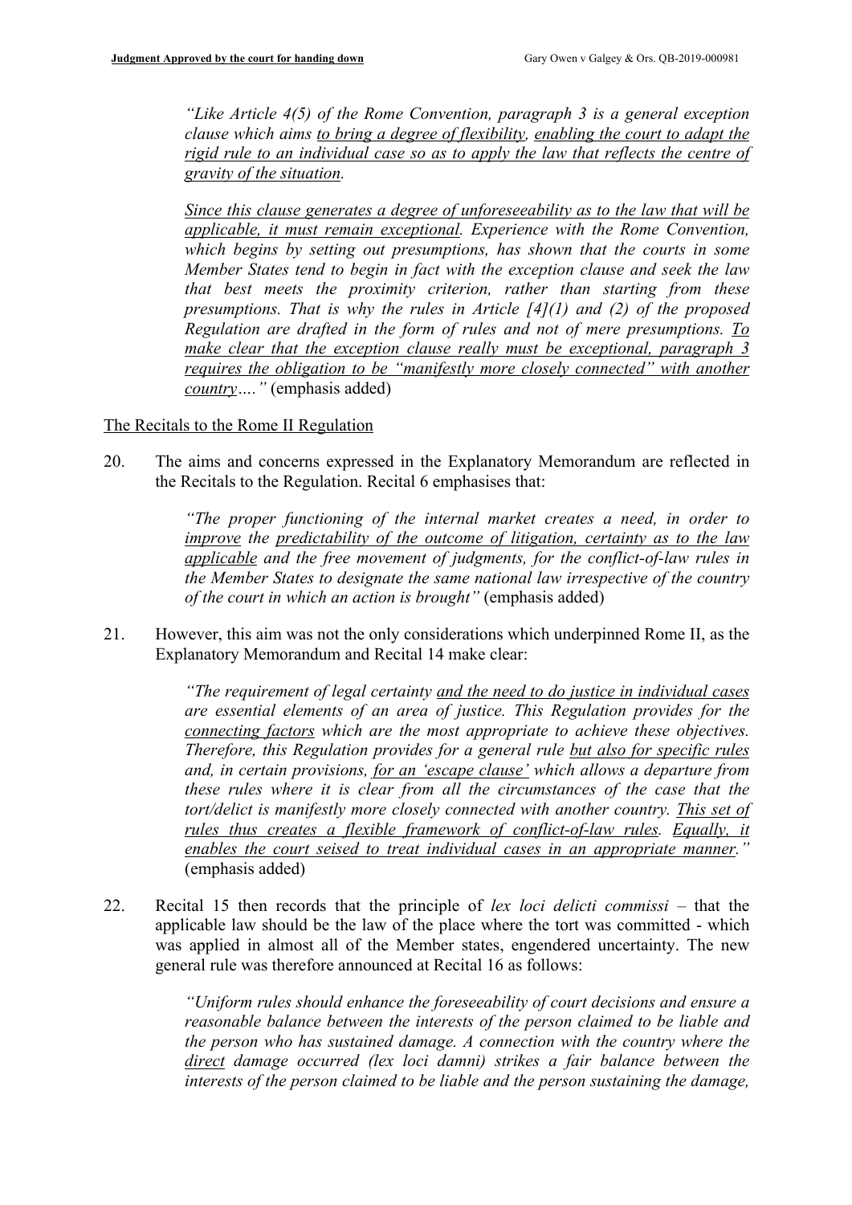*"Like Article 4(5) of the Rome Convention, paragraph 3 is a general exception clause which aims <u>to bring a degree of flexibility</u>, <u>enabling the court to adapt the rigid rule to an individual case so as to apply the law that reflects the centre of gravity of the situation</u>.*

*<u>Since this clause generates a degree of unforeseeability as to the law that will be applicable, it must remain exceptional</u>. Experience with the Rome Convention, which begins by setting out presumptions, has shown that the courts in some Member States tend to begin in fact with the exception clause and seek the law that best meets the proximity criterion, rather than starting from these presumptions. That is why the rules in Article [4](1) and (2) of the proposed Regulation are drafted in the form of rules and not of mere presumptions. <u>To make clear that the exception clause really must be exceptional, paragraph 3 requires the obligation to be "manifestly more closely connected" with another country</u>…."* (emphasis added)

<u>The Recitals to the Rome II Regulation</u>

20. The aims and concerns expressed in the Explanatory Memorandum are reflected in the Recitals to the Regulation. Recital 6 emphasises that:

    *"The proper functioning of the internal market creates a need, in order to <u>improve</u> the <u>predictability of the outcome of litigation, certainty as to the law applicable</u> and the free movement of judgments, for the conflict-of-law rules in the Member States to designate the same national law irrespective of the country of the court in which an action is brought"* (emphasis added)

21. However, this aim was not the only considerations which underpinned Rome II, as the Explanatory Memorandum and Recital 14 make clear:

    *"The requirement of legal certainty <u>and the need to do justice in individual cases</u> are essential elements of an area of justice. This Regulation provides for the <u>connecting factors</u> which are the most appropriate to achieve these objectives. Therefore, this Regulation provides for a general rule <u>but also for specific rules</u> and, in certain provisions, <u>for an 'escape clause'</u> which allows a departure from these rules where it is clear from all the circumstances of the case that the tort/delict is manifestly more closely connected with another country. <u>This set of rules thus creates a flexible framework of conflict-of-law rules</u>. <u>Equally, it enables the court seised to treat individual cases in an appropriate manner</u>."* (emphasis added)

22. Recital 15 then records that the principle of *lex loci delicti commissi* – that the applicable law should be the law of the place where the tort was committed - which was applied in almost all of the Member states, engendered uncertainty. The new general rule was therefore announced at Recital 16 as follows:

    *"Uniform rules should enhance the foreseeability of court decisions and ensure a reasonable balance between the interests of the person claimed to be liable and the person who has sustained damage. A connection with the country where the <u>direct</u> damage occurred (lex loci damni) strikes a fair balance between the interests of the person claimed to be liable and the person sustaining the damage,*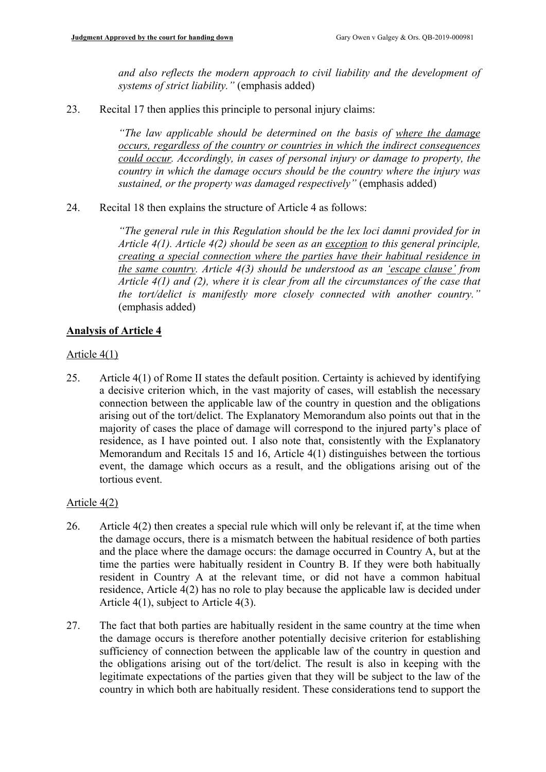*and also reflects the modern approach to civil liability and the development of systems of strict liability."* (emphasis added)

23. Recital 17 then applies this principle to personal injury claims:

> *"The law applicable should be determined on the basis of <u>where the damage occurs, regardless of the country or countries in which the indirect consequences could occur</u>. Accordingly, in cases of personal injury or damage to property, the country in which the damage occurs should be the country where the injury was sustained, or the property was damaged respectively"* (emphasis added)

24. Recital 18 then explains the structure of Article 4 as follows:

> *"The general rule in this Regulation should be the lex loci damni provided for in Article 4(1). Article 4(2) should be seen as an <u>exception</u> to this general principle, <u>creating a special connection where the parties have their habitual residence in the same country</u>. Article 4(3) should be understood as an <u>'escape clause'</u> from Article 4(1) and (2), where it is clear from all the circumstances of the case that the tort/delict is manifestly more closely connected with another country."* (emphasis added)

## Analysis of Article 4

<u>Article 4(1)</u>

25. Article 4(1) of Rome II states the default position. Certainty is achieved by identifying a decisive criterion which, in the vast majority of cases, will establish the necessary connection between the applicable law of the country in question and the obligations arising out of the tort/delict. The Explanatory Memorandum also points out that in the majority of cases the place of damage will correspond to the injured party's place of residence, as I have pointed out. I also note that, consistently with the Explanatory Memorandum and Recitals 15 and 16, Article 4(1) distinguishes between the tortious event, the damage which occurs as a result, and the obligations arising out of the tortious event.

<u>Article 4(2)</u>

26. Article 4(2) then creates a special rule which will only be relevant if, at the time when the damage occurs, there is a mismatch between the habitual residence of both parties and the place where the damage occurs: the damage occurred in Country A, but at the time the parties were habitually resident in Country B. If they were both habitually resident in Country A at the relevant time, or did not have a common habitual residence, Article 4(2) has no role to play because the applicable law is decided under Article 4(1), subject to Article 4(3).

27. The fact that both parties are habitually resident in the same country at the time when the damage occurs is therefore another potentially decisive criterion for establishing sufficiency of connection between the applicable law of the country in question and the obligations arising out of the tort/delict. The result is also in keeping with the legitimate expectations of the parties given that they will be subject to the law of the country in which both are habitually resident. These considerations tend to support the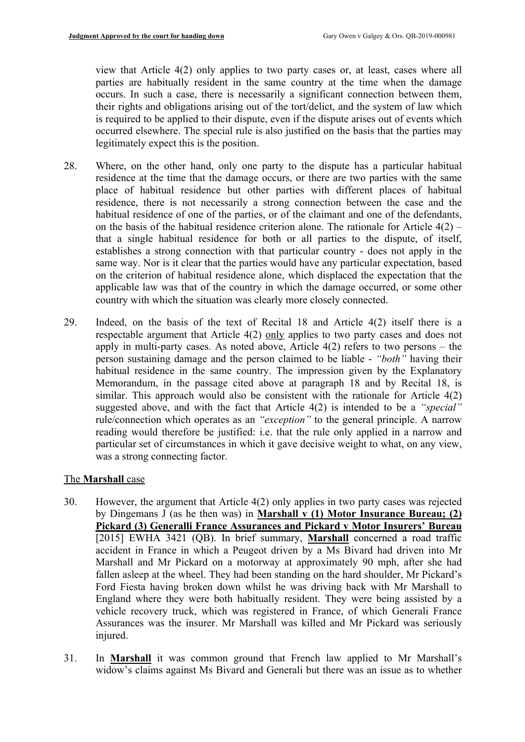view that Article 4(2) only applies to two party cases or, at least, cases where all parties are habitually resident in the same country at the time when the damage occurs. In such a case, there is necessarily a significant connection between them, their rights and obligations arising out of the tort/delict, and the system of law which is required to be applied to their dispute, even if the dispute arises out of events which occurred elsewhere. The special rule is also justified on the basis that the parties may legitimately expect this is the position.

28. Where, on the other hand, only one party to the dispute has a particular habitual residence at the time that the damage occurs, or there are two parties with the same place of habitual residence but other parties with different places of habitual residence, there is not necessarily a strong connection between the case and the habitual residence of one of the parties, or of the claimant and one of the defendants, on the basis of the habitual residence criterion alone. The rationale for Article 4(2) – that a single habitual residence for both or all parties to the dispute, of itself, establishes a strong connection with that particular country - does not apply in the same way. Nor is it clear that the parties would have any particular expectation, based on the criterion of habitual residence alone, which displaced the expectation that the applicable law was that of the country in which the damage occurred, or some other country with which the situation was clearly more closely connected.

29. Indeed, on the basis of the text of Recital 18 and Article 4(2) itself there is a respectable argument that Article 4(2) <u>only</u> applies to two party cases and does not apply in multi-party cases. As noted above, Article 4(2) refers to two persons – the person sustaining damage and the person claimed to be liable - *"both"* having their habitual residence in the same country. The impression given by the Explanatory Memorandum, in the passage cited above at paragraph 18 and by Recital 18, is similar. This approach would also be consistent with the rationale for Article 4(2) suggested above, and with the fact that Article 4(2) is intended to be a *"special"* rule/connection which operates as an *"exception"* to the general principle. A narrow reading would therefore be justified: i.e. that the rule only applied in a narrow and particular set of circumstances in which it gave decisive weight to what, on any view, was a strong connecting factor.

<u>The **Marshall** case</u>

30. However, the argument that Article 4(2) only applies in two party cases was rejected by Dingemans J (as he then was) in **<u>Marshall v (1) Motor Insurance Bureau; (2) Pickard (3) Generalli France Assurances and Pickard v Motor Insurers' Bureau</u>** [2015] EWHA 3421 (QB). In brief summary, **<u>Marshall</u>** concerned a road traffic accident in France in which a Peugeot driven by a Ms Bivard had driven into Mr Marshall and Mr Pickard on a motorway at approximately 90 mph, after she had fallen asleep at the wheel. They had been standing on the hard shoulder, Mr Pickard's Ford Fiesta having broken down whilst he was driving back with Mr Marshall to England where they were both habitually resident. They were being assisted by a vehicle recovery truck, which was registered in France, of which Generali France Assurances was the insurer. Mr Marshall was killed and Mr Pickard was seriously injured.

31. In **<u>Marshall</u>** it was common ground that French law applied to Mr Marshall's widow's claims against Ms Bivard and Generali but there was an issue as to whether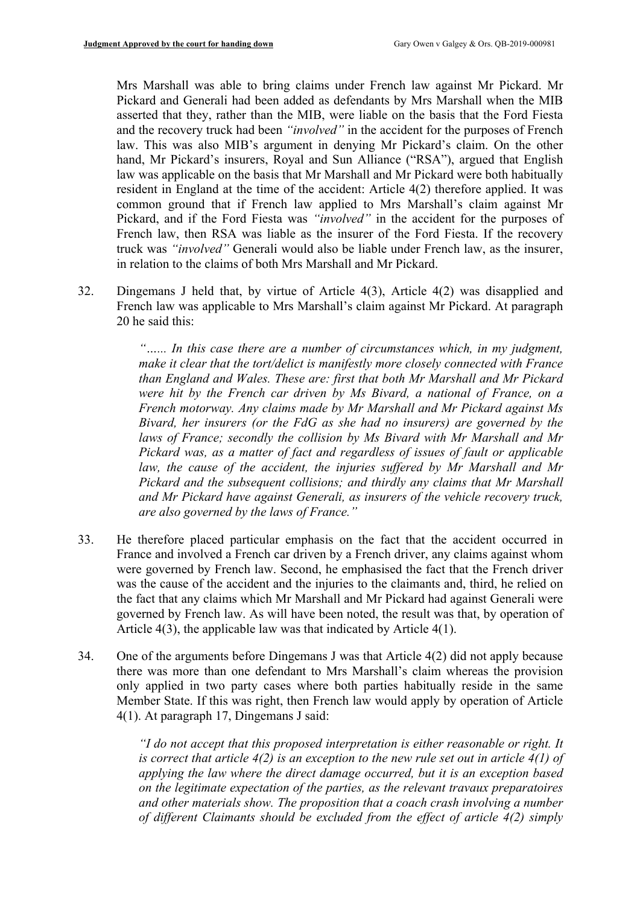Mrs Marshall was able to bring claims under French law against Mr Pickard. Mr Pickard and Generali had been added as defendants by Mrs Marshall when the MIB asserted that they, rather than the MIB, were liable on the basis that the Ford Fiesta and the recovery truck had been *"involved"* in the accident for the purposes of French law. This was also MIB's argument in denying Mr Pickard's claim. On the other hand, Mr Pickard's insurers, Royal and Sun Alliance ("RSA"), argued that English law was applicable on the basis that Mr Marshall and Mr Pickard were both habitually resident in England at the time of the accident: Article 4(2) therefore applied. It was common ground that if French law applied to Mrs Marshall's claim against Mr Pickard, and if the Ford Fiesta was *"involved"* in the accident for the purposes of French law, then RSA was liable as the insurer of the Ford Fiesta. If the recovery truck was *"involved"* Generali would also be liable under French law, as the insurer, in relation to the claims of both Mrs Marshall and Mr Pickard.

32. Dingemans J held that, by virtue of Article 4(3), Article 4(2) was disapplied and French law was applicable to Mrs Marshall's claim against Mr Pickard. At paragraph 20 he said this:

> *"…… In this case there are a number of circumstances which, in my judgment, make it clear that the tort/delict is manifestly more closely connected with France than England and Wales. These are: first that both Mr Marshall and Mr Pickard were hit by the French car driven by Ms Bivard, a national of France, on a French motorway. Any claims made by Mr Marshall and Mr Pickard against Ms Bivard, her insurers (or the FdG as she had no insurers) are governed by the laws of France; secondly the collision by Ms Bivard with Mr Marshall and Mr Pickard was, as a matter of fact and regardless of issues of fault or applicable law, the cause of the accident, the injuries suffered by Mr Marshall and Mr Pickard and the subsequent collisions; and thirdly any claims that Mr Marshall and Mr Pickard have against Generali, as insurers of the vehicle recovery truck, are also governed by the laws of France."*

33. He therefore placed particular emphasis on the fact that the accident occurred in France and involved a French car driven by a French driver, any claims against whom were governed by French law. Second, he emphasised the fact that the French driver was the cause of the accident and the injuries to the claimants and, third, he relied on the fact that any claims which Mr Marshall and Mr Pickard had against Generali were governed by French law. As will have been noted, the result was that, by operation of Article 4(3), the applicable law was that indicated by Article 4(1).

34. One of the arguments before Dingemans J was that Article 4(2) did not apply because there was more than one defendant to Mrs Marshall's claim whereas the provision only applied in two party cases where both parties habitually reside in the same Member State. If this was right, then French law would apply by operation of Article 4(1). At paragraph 17, Dingemans J said:

> *"I do not accept that this proposed interpretation is either reasonable or right. It is correct that article 4(2) is an exception to the new rule set out in article 4(1) of applying the law where the direct damage occurred, but it is an exception based on the legitimate expectation of the parties, as the relevant travaux preparatoires and other materials show. The proposition that a coach crash involving a number of different Claimants should be excluded from the effect of article 4(2) simply*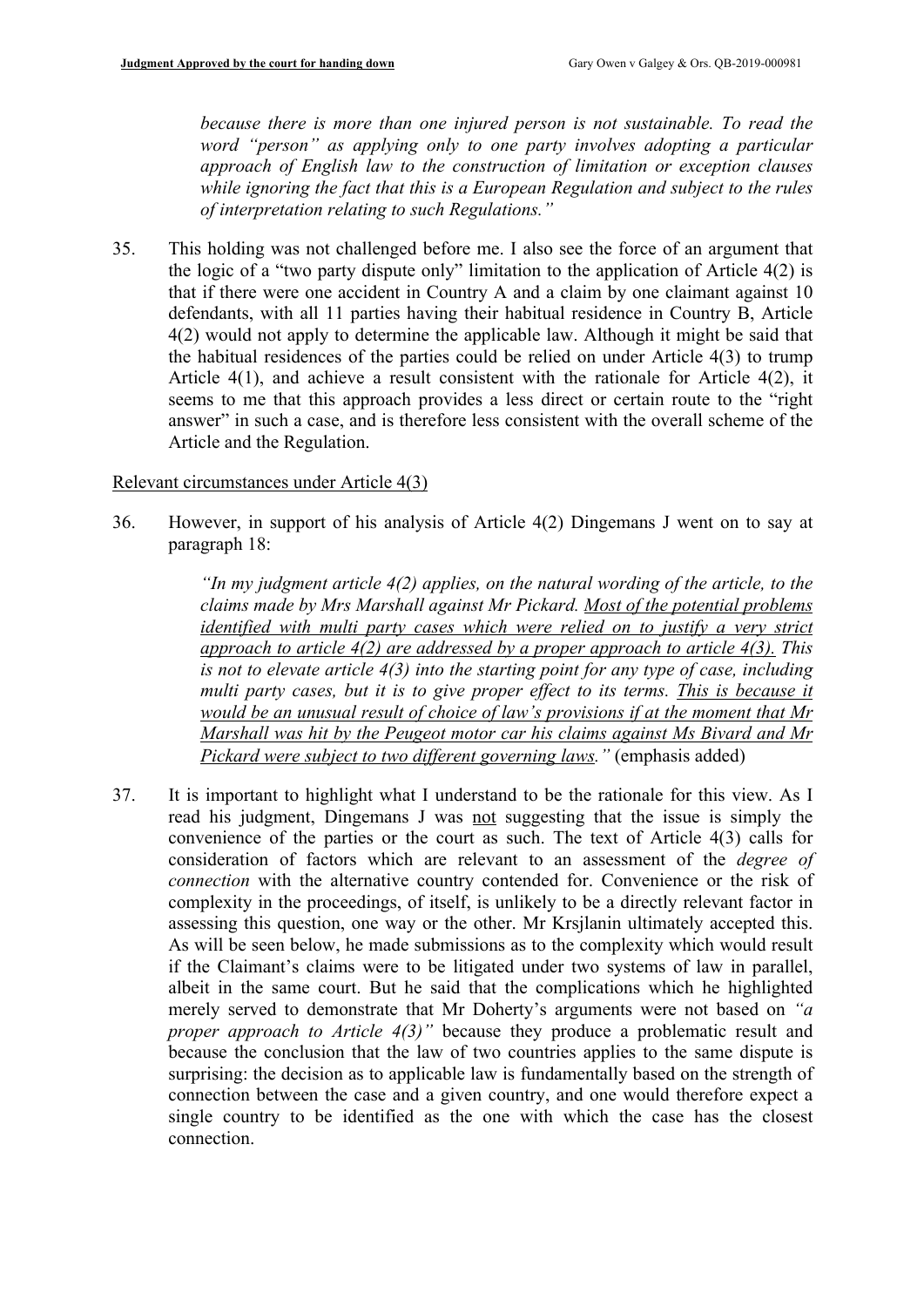*because there is more than one injured person is not sustainable. To read the word "person" as applying only to one party involves adopting a particular approach of English law to the construction of limitation or exception clauses while ignoring the fact that this is a European Regulation and subject to the rules of interpretation relating to such Regulations."*

35. This holding was not challenged before me. I also see the force of an argument that the logic of a "two party dispute only" limitation to the application of Article 4(2) is that if there were one accident in Country A and a claim by one claimant against 10 defendants, with all 11 parties having their habitual residence in Country B, Article 4(2) would not apply to determine the applicable law. Although it might be said that the habitual residences of the parties could be relied on under Article 4(3) to trump Article 4(1), and achieve a result consistent with the rationale for Article 4(2), it seems to me that this approach provides a less direct or certain route to the "right answer" in such a case, and is therefore less consistent with the overall scheme of the Article and the Regulation.

<u>Relevant circumstances under Article 4(3)</u>

36. However, in support of his analysis of Article 4(2) Dingemans J went on to say at paragraph 18:

> *"In my judgment article 4(2) applies, on the natural wording of the article, to the claims made by Mrs Marshall against Mr Pickard. <u>Most of the potential problems identified with multi party cases which were relied on to justify a very strict approach to article 4(2) are addressed by a proper approach to article 4(3).</u> This is not to elevate article 4(3) into the starting point for any type of case, including multi party cases, but it is to give proper effect to its terms. <u>This is because it would be an unusual result of choice of law's provisions if at the moment that Mr Marshall was hit by the Peugeot motor car his claims against Ms Bivard and Mr Pickard were subject to two different governing laws.</u>"* (emphasis added)

37. It is important to highlight what I understand to be the rationale for this view. As I read his judgment, Dingemans J was <u>not</u> suggesting that the issue is simply the convenience of the parties or the court as such. The text of Article 4(3) calls for consideration of factors which are relevant to an assessment of the *degree of connection* with the alternative country contended for. Convenience or the risk of complexity in the proceedings, of itself, is unlikely to be a directly relevant factor in assessing this question, one way or the other. Mr Krsjlanin ultimately accepted this. As will be seen below, he made submissions as to the complexity which would result if the Claimant's claims were to be litigated under two systems of law in parallel, albeit in the same court. But he said that the complications which he highlighted merely served to demonstrate that Mr Doherty's arguments were not based on *"a proper approach to Article 4(3)"* because they produce a problematic result and because the conclusion that the law of two countries applies to the same dispute is surprising: the decision as to applicable law is fundamentally based on the strength of connection between the case and a given country, and one would therefore expect a single country to be identified as the one with which the case has the closest connection.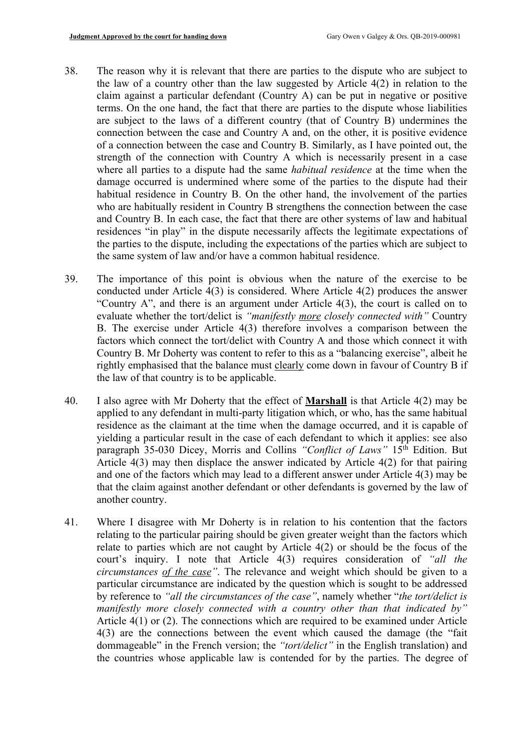38. The reason why it is relevant that there are parties to the dispute who are subject to the law of a country other than the law suggested by Article 4(2) in relation to the claim against a particular defendant (Country A) can be put in negative or positive terms. On the one hand, the fact that there are parties to the dispute whose liabilities are subject to the laws of a different country (that of Country B) undermines the connection between the case and Country A and, on the other, it is positive evidence of a connection between the case and Country B. Similarly, as I have pointed out, the strength of the connection with Country A which is necessarily present in a case where all parties to a dispute had the same *habitual residence* at the time when the damage occurred is undermined where some of the parties to the dispute had their habitual residence in Country B. On the other hand, the involvement of the parties who are habitually resident in Country B strengthens the connection between the case and Country B. In each case, the fact that there are other systems of law and habitual residences "in play" in the dispute necessarily affects the legitimate expectations of the parties to the dispute, including the expectations of the parties which are subject to the same system of law and/or have a common habitual residence.

39. The importance of this point is obvious when the nature of the exercise to be conducted under Article 4(3) is considered. Where Article 4(2) produces the answer "Country A", and there is an argument under Article 4(3), the court is called on to evaluate whether the tort/delict is *"manifestly more closely connected with"* Country B. The exercise under Article 4(3) therefore involves a comparison between the factors which connect the tort/delict with Country A and those which connect it with Country B. Mr Doherty was content to refer to this as a "balancing exercise", albeit he rightly emphasised that the balance must clearly come down in favour of Country B if the law of that country is to be applicable.

40. I also agree with Mr Doherty that the effect of **Marshall** is that Article 4(2) may be applied to any defendant in multi-party litigation which, or who, has the same habitual residence as the claimant at the time when the damage occurred, and it is capable of yielding a particular result in the case of each defendant to which it applies: see also paragraph 35-030 Dicey, Morris and Collins *"Conflict of Laws"* 15th Edition. But Article 4(3) may then displace the answer indicated by Article 4(2) for that pairing and one of the factors which may lead to a different answer under Article 4(3) may be that the claim against another defendant or other defendants is governed by the law of another country.

41. Where I disagree with Mr Doherty is in relation to his contention that the factors relating to the particular pairing should be given greater weight than the factors which relate to parties which are not caught by Article 4(2) or should be the focus of the court's inquiry. I note that Article 4(3) requires consideration of *"all the circumstances of the case"*. The relevance and weight which should be given to a particular circumstance are indicated by the question which is sought to be addressed by reference to *"all the circumstances of the case"*, namely whether "*the tort/delict is manifestly more closely connected with a country other than that indicated by"* Article 4(1) or (2). The connections which are required to be examined under Article 4(3) are the connections between the event which caused the damage (the "fait dommageable" in the French version; the *"tort/delict"* in the English translation) and the countries whose applicable law is contended for by the parties. The degree of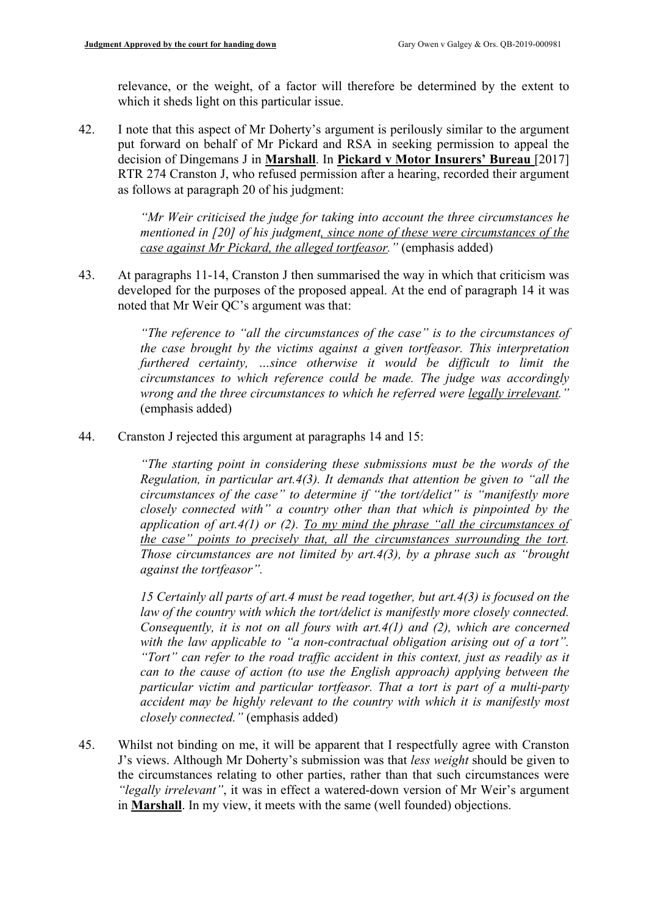relevance, or the weight, of a factor will therefore be determined by the extent to which it sheds light on this particular issue.

42. I note that this aspect of Mr Doherty's argument is perilously similar to the argument put forward on behalf of Mr Pickard and RSA in seeking permission to appeal the decision of Dingemans J in **Marshall**. In **Pickard v Motor Insurers' Bureau** [2017] RTR 274 Cranston J, who refused permission after a hearing, recorded their argument as follows at paragraph 20 of his judgment:

> *"Mr Weir criticised the judge for taking into account the three circumstances he mentioned in [20] of his judgment, since none of these were circumstances of the case against Mr Pickard, the alleged tortfeasor."* (emphasis added)

43. At paragraphs 11-14, Cranston J then summarised the way in which that criticism was developed for the purposes of the proposed appeal. At the end of paragraph 14 it was noted that Mr Weir QC's argument was that:

> *"The reference to "all the circumstances of the case" is to the circumstances of the case brought by the victims against a given tortfeasor. This interpretation furthered certainty, …since otherwise it would be difficult to limit the circumstances to which reference could be made. The judge was accordingly wrong and the three circumstances to which he referred were legally irrelevant."* (emphasis added)

44. Cranston J rejected this argument at paragraphs 14 and 15:

> *"The starting point in considering these submissions must be the words of the Regulation, in particular art.4(3). It demands that attention be given to "all the circumstances of the case" to determine if "the tort/delict" is "manifestly more closely connected with" a country other than that which is pinpointed by the application of art.4(1) or (2). To my mind the phrase "all the circumstances of the case" points to precisely that, all the circumstances surrounding the tort. Those circumstances are not limited by art.4(3), by a phrase such as "brought against the tortfeasor".*
>
> *15 Certainly all parts of art.4 must be read together, but art.4(3) is focused on the law of the country with which the tort/delict is manifestly more closely connected. Consequently, it is not on all fours with art.4(1) and (2), which are concerned with the law applicable to "a non-contractual obligation arising out of a tort". "Tort" can refer to the road traffic accident in this context, just as readily as it can to the cause of action (to use the English approach) applying between the particular victim and particular tortfeasor. That a tort is part of a multi-party accident may be highly relevant to the country with which it is manifestly most closely connected."* (emphasis added)

45. Whilst not binding on me, it will be apparent that I respectfully agree with Cranston J's views. Although Mr Doherty's submission was that *less weight* should be given to the circumstances relating to other parties, rather than that such circumstances were *"legally irrelevant"*, it was in effect a watered-down version of Mr Weir's argument in **Marshall**. In my view, it meets with the same (well founded) objections.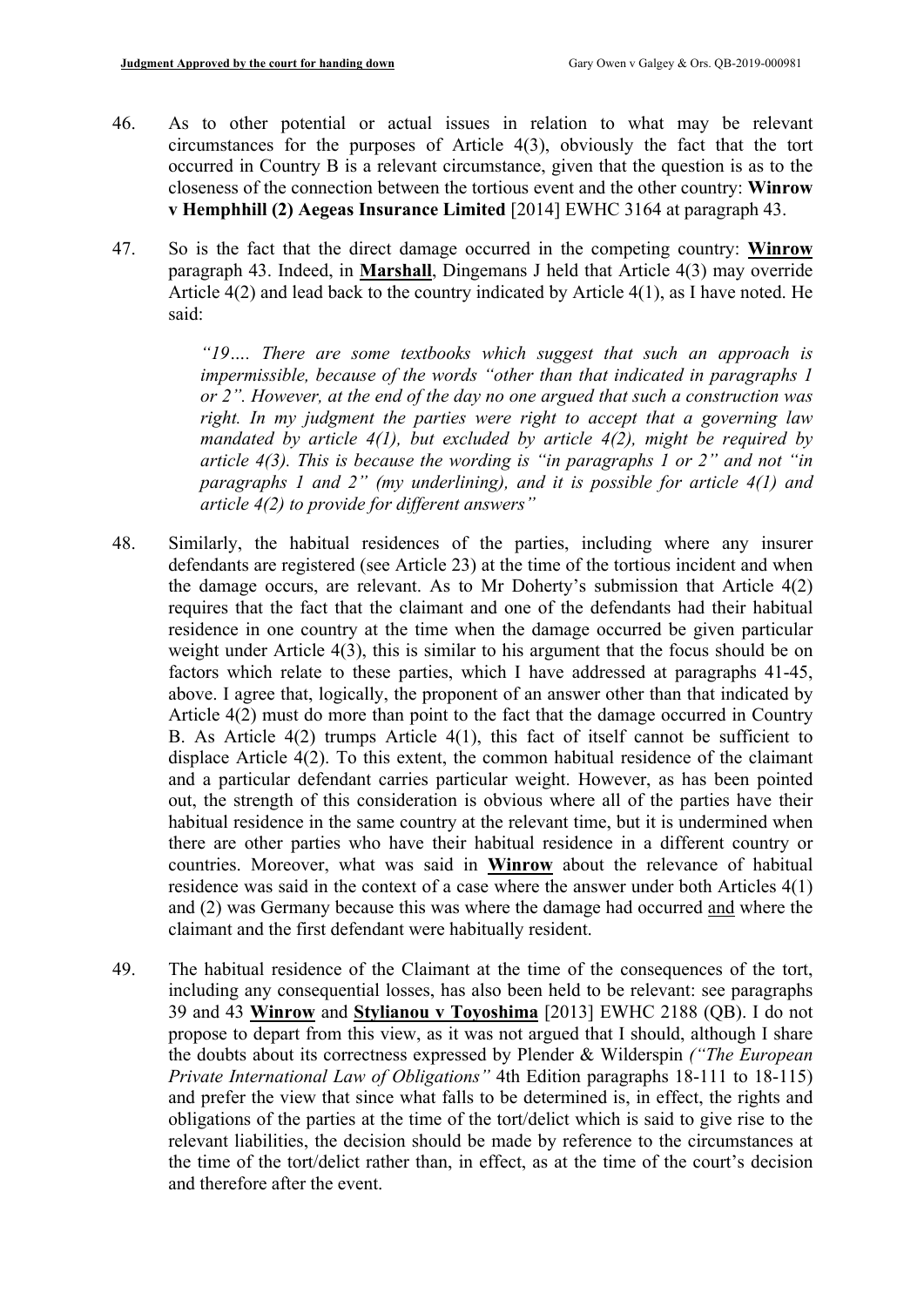46. As to other potential or actual issues in relation to what may be relevant circumstances for the purposes of Article 4(3), obviously the fact that the tort occurred in Country B is a relevant circumstance, given that the question is as to the closeness of the connection between the tortious event and the other country: **Winrow v Hemphhill (2) Aegeas Insurance Limited** [2014] EWHC 3164 at paragraph 43.

47. So is the fact that the direct damage occurred in the competing country: **Winrow** paragraph 43. Indeed, in **Marshall**, Dingemans J held that Article 4(3) may override Article 4(2) and lead back to the country indicated by Article 4(1), as I have noted. He said:

    *"19…. There are some textbooks which suggest that such an approach is impermissible, because of the words "other than that indicated in paragraphs 1 or 2". However, at the end of the day no one argued that such a construction was right. In my judgment the parties were right to accept that a governing law mandated by article 4(1), but excluded by article 4(2), might be required by article 4(3). This is because the wording is "in paragraphs 1 or 2" and not "in paragraphs 1 and 2" (my underlining), and it is possible for article 4(1) and article 4(2) to provide for different answers"*

48. Similarly, the habitual residences of the parties, including where any insurer defendants are registered (see Article 23) at the time of the tortious incident and when the damage occurs, are relevant. As to Mr Doherty's submission that Article 4(2) requires that the fact that the claimant and one of the defendants had their habitual residence in one country at the time when the damage occurred be given particular weight under Article 4(3), this is similar to his argument that the focus should be on factors which relate to these parties, which I have addressed at paragraphs 41-45, above. I agree that, logically, the proponent of an answer other than that indicated by Article 4(2) must do more than point to the fact that the damage occurred in Country B. As Article 4(2) trumps Article 4(1), this fact of itself cannot be sufficient to displace Article 4(2). To this extent, the common habitual residence of the claimant and a particular defendant carries particular weight. However, as has been pointed out, the strength of this consideration is obvious where all of the parties have their habitual residence in the same country at the relevant time, but it is undermined when there are other parties who have their habitual residence in a different country or countries. Moreover, what was said in **Winrow** about the relevance of habitual residence was said in the context of a case where the answer under both Articles 4(1) and (2) was Germany because this was where the damage had occurred and where the claimant and the first defendant were habitually resident.

49. The habitual residence of the Claimant at the time of the consequences of the tort, including any consequential losses, has also been held to be relevant: see paragraphs 39 and 43 **Winrow** and **Stylianou v Toyoshima** [2013] EWHC 2188 (QB). I do not propose to depart from this view, as it was not argued that I should, although I share the doubts about its correctness expressed by Plender & Wilderspin *("The European Private International Law of Obligations"* 4th Edition paragraphs 18-111 to 18-115) and prefer the view that since what falls to be determined is, in effect, the rights and obligations of the parties at the time of the tort/delict which is said to give rise to the relevant liabilities, the decision should be made by reference to the circumstances at the time of the tort/delict rather than, in effect, as at the time of the court's decision and therefore after the event.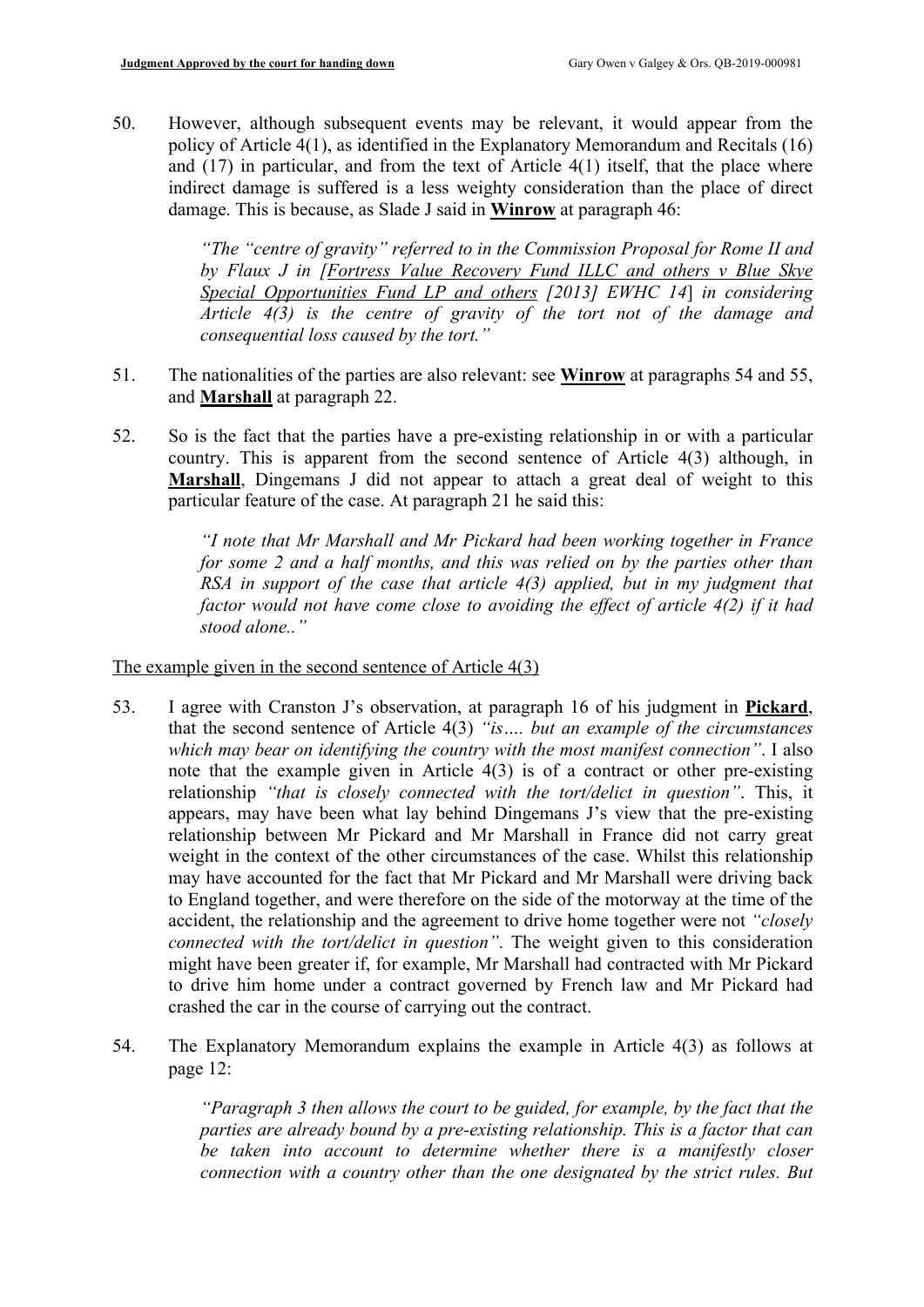50. However, although subsequent events may be relevant, it would appear from the policy of Article 4(1), as identified in the Explanatory Memorandum and Recitals (16) and (17) in particular, and from the text of Article 4(1) itself, that the place where indirect damage is suffered is a less weighty consideration than the place of direct damage. This is because, as Slade J said in **Winrow** at paragraph 46:

> *"The "centre of gravity" referred to in the Commission Proposal for Rome II and by Flaux J in [Fortress Value Recovery Fund ILLC and others v Blue Skye Special Opportunities Fund LP and others [2013] EWHC 14] in considering Article 4(3) is the centre of gravity of the tort not of the damage and consequential loss caused by the tort."*

51. The nationalities of the parties are also relevant: see **Winrow** at paragraphs 54 and 55, and **Marshall** at paragraph 22.

52. So is the fact that the parties have a pre-existing relationship in or with a particular country. This is apparent from the second sentence of Article 4(3) although, in **Marshall**, Dingemans J did not appear to attach a great deal of weight to this particular feature of the case. At paragraph 21 he said this:

> *"I note that Mr Marshall and Mr Pickard had been working together in France for some 2 and a half months, and this was relied on by the parties other than RSA in support of the case that article 4(3) applied, but in my judgment that factor would not have come close to avoiding the effect of article 4(2) if it had stood alone.."*

<u>The example given in the second sentence of Article 4(3)</u>

53. I agree with Cranston J's observation, at paragraph 16 of his judgment in **Pickard**, that the second sentence of Article 4(3) *"is…. but an example of the circumstances which may bear on identifying the country with the most manifest connection"*. I also note that the example given in Article 4(3) is of a contract or other pre-existing relationship *"that is closely connected with the tort/delict in question"*. This, it appears, may have been what lay behind Dingemans J's view that the pre-existing relationship between Mr Pickard and Mr Marshall in France did not carry great weight in the context of the other circumstances of the case. Whilst this relationship may have accounted for the fact that Mr Pickard and Mr Marshall were driving back to England together, and were therefore on the side of the motorway at the time of the accident, the relationship and the agreement to drive home together were not *"closely connected with the tort/delict in question"*. The weight given to this consideration might have been greater if, for example, Mr Marshall had contracted with Mr Pickard to drive him home under a contract governed by French law and Mr Pickard had crashed the car in the course of carrying out the contract.

54. The Explanatory Memorandum explains the example in Article 4(3) as follows at page 12:

> *"Paragraph 3 then allows the court to be guided, for example, by the fact that the parties are already bound by a pre-existing relationship. This is a factor that can be taken into account to determine whether there is a manifestly closer connection with a country other than the one designated by the strict rules. But*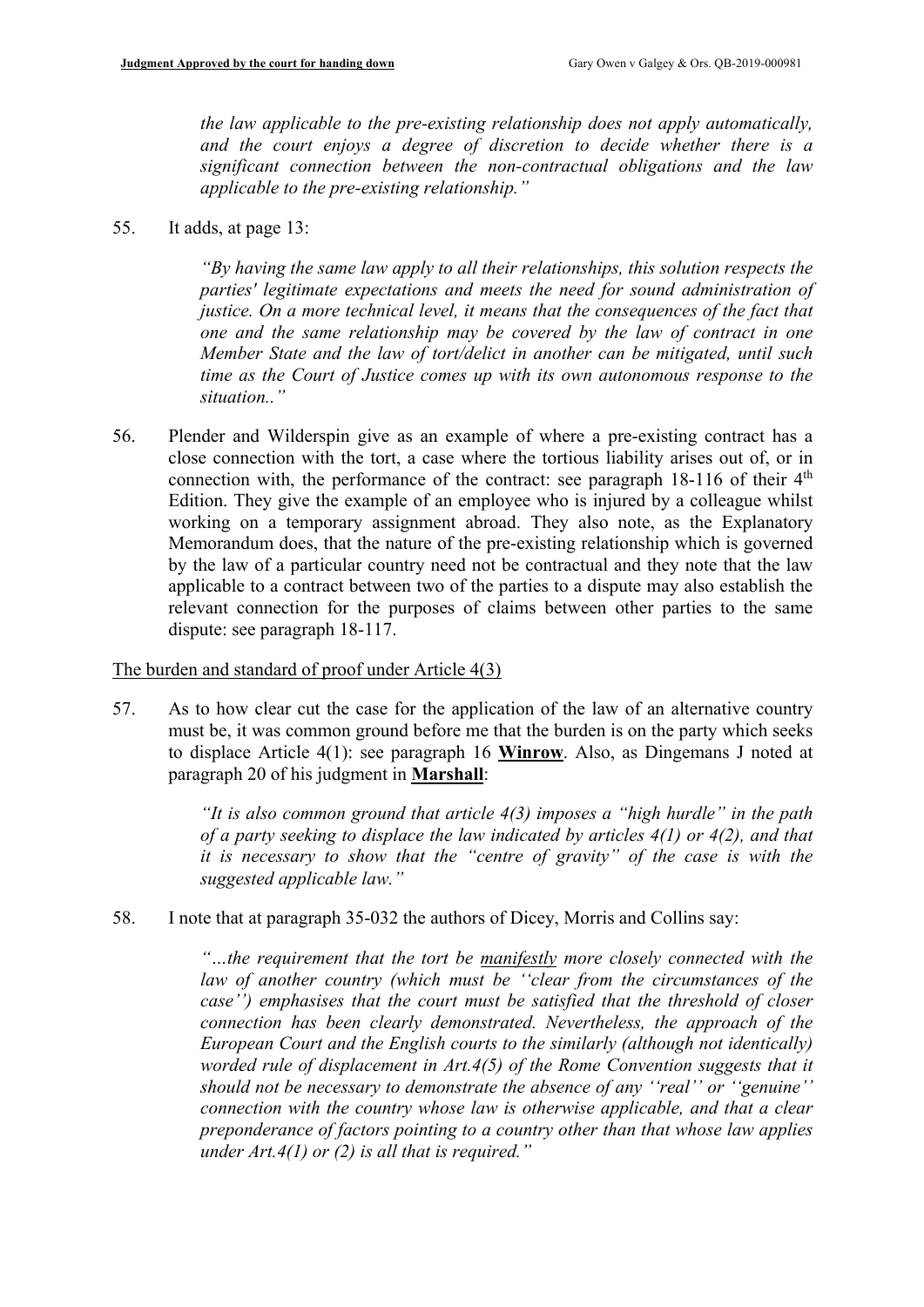*the law applicable to the pre-existing relationship does not apply automatically, and the court enjoys a degree of discretion to decide whether there is a significant connection between the non-contractual obligations and the law applicable to the pre-existing relationship."*

55. It adds, at page 13:

> *"By having the same law apply to all their relationships, this solution respects the parties' legitimate expectations and meets the need for sound administration of justice. On a more technical level, it means that the consequences of the fact that one and the same relationship may be covered by the law of contract in one Member State and the law of tort/delict in another can be mitigated, until such time as the Court of Justice comes up with its own autonomous response to the situation.."*

56. Plender and Wilderspin give as an example of where a pre-existing contract has a close connection with the tort, a case where the tortious liability arises out of, or in connection with, the performance of the contract: see paragraph 18-116 of their 4th Edition. They give the example of an employee who is injured by a colleague whilst working on a temporary assignment abroad. They also note, as the Explanatory Memorandum does, that the nature of the pre-existing relationship which is governed by the law of a particular country need not be contractual and they note that the law applicable to a contract between two of the parties to a dispute may also establish the relevant connection for the purposes of claims between other parties to the same dispute: see paragraph 18-117.

The burden and standard of proof under Article 4(3)

57. As to how clear cut the case for the application of the law of an alternative country must be, it was common ground before me that the burden is on the party which seeks to displace Article 4(1): see paragraph 16 **Winrow**. Also, as Dingemans J noted at paragraph 20 of his judgment in **Marshall**:

> *"It is also common ground that article 4(3) imposes a "high hurdle" in the path of a party seeking to displace the law indicated by articles 4(1) or 4(2), and that it is necessary to show that the "centre of gravity" of the case is with the suggested applicable law."*

58. I note that at paragraph 35-032 the authors of Dicey, Morris and Collins say:

> *"…the requirement that the tort be manifestly more closely connected with the law of another country (which must be ''clear from the circumstances of the case'') emphasises that the court must be satisfied that the threshold of closer connection has been clearly demonstrated. Nevertheless, the approach of the European Court and the English courts to the similarly (although not identically) worded rule of displacement in Art.4(5) of the Rome Convention suggests that it should not be necessary to demonstrate the absence of any ''real'' or ''genuine'' connection with the country whose law is otherwise applicable, and that a clear preponderance of factors pointing to a country other than that whose law applies under Art.4(1) or (2) is all that is required."*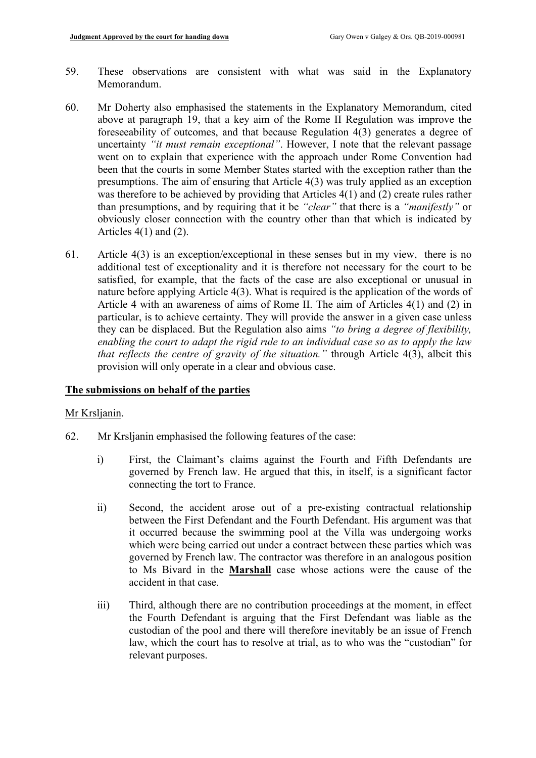59. These observations are consistent with what was said in the Explanatory Memorandum.

60. Mr Doherty also emphasised the statements in the Explanatory Memorandum, cited above at paragraph 19, that a key aim of the Rome II Regulation was improve the foreseeability of outcomes, and that because Regulation 4(3) generates a degree of uncertainty *"it must remain exceptional"*. However, I note that the relevant passage went on to explain that experience with the approach under Rome Convention had been that the courts in some Member States started with the exception rather than the presumptions. The aim of ensuring that Article 4(3) was truly applied as an exception was therefore to be achieved by providing that Articles 4(1) and (2) create rules rather than presumptions, and by requiring that it be *"clear"* that there is a *"manifestly"* or obviously closer connection with the country other than that which is indicated by Articles 4(1) and (2).

61. Article 4(3) is an exception/exceptional in these senses but in my view, there is no additional test of exceptionality and it is therefore not necessary for the court to be satisfied, for example, that the facts of the case are also exceptional or unusual in nature before applying Article 4(3). What is required is the application of the words of Article 4 with an awareness of aims of Rome II. The aim of Articles 4(1) and (2) in particular, is to achieve certainty. They will provide the answer in a given case unless they can be displaced. But the Regulation also aims *"to bring a degree of flexibility, enabling the court to adapt the rigid rule to an individual case so as to apply the law that reflects the centre of gravity of the situation."* through Article 4(3), albeit this provision will only operate in a clear and obvious case.

## The submissions on behalf of the parties

Mr Krsljanin.

62. Mr Krsljanin emphasised the following features of the case:

   i) First, the Claimant's claims against the Fourth and Fifth Defendants are governed by French law. He argued that this, in itself, is a significant factor connecting the tort to France.

   ii) Second, the accident arose out of a pre-existing contractual relationship between the First Defendant and the Fourth Defendant. His argument was that it occurred because the swimming pool at the Villa was undergoing works which were being carried out under a contract between these parties which was governed by French law. The contractor was therefore in an analogous position to Ms Bivard in the **Marshall** case whose actions were the cause of the accident in that case.

   iii) Third, although there are no contribution proceedings at the moment, in effect the Fourth Defendant is arguing that the First Defendant was liable as the custodian of the pool and there will therefore inevitably be an issue of French law, which the court has to resolve at trial, as to who was the "custodian" for relevant purposes.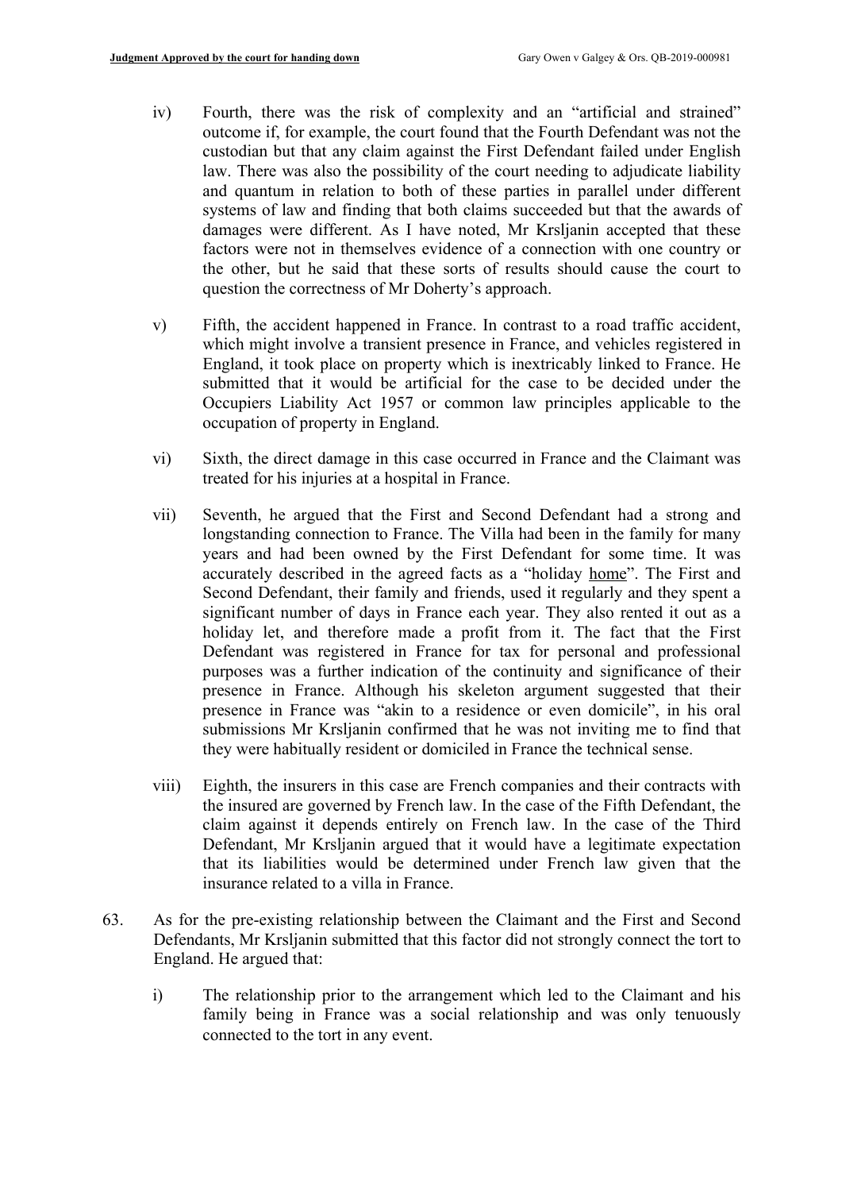iv) Fourth, there was the risk of complexity and an "artificial and strained" outcome if, for example, the court found that the Fourth Defendant was not the custodian but that any claim against the First Defendant failed under English law. There was also the possibility of the court needing to adjudicate liability and quantum in relation to both of these parties in parallel under different systems of law and finding that both claims succeeded but that the awards of damages were different. As I have noted, Mr Krsljanin accepted that these factors were not in themselves evidence of a connection with one country or the other, but he said that these sorts of results should cause the court to question the correctness of Mr Doherty's approach.

v) Fifth, the accident happened in France. In contrast to a road traffic accident, which might involve a transient presence in France, and vehicles registered in England, it took place on property which is inextricably linked to France. He submitted that it would be artificial for the case to be decided under the Occupiers Liability Act 1957 or common law principles applicable to the occupation of property in England.

vi) Sixth, the direct damage in this case occurred in France and the Claimant was treated for his injuries at a hospital in France.

vii) Seventh, he argued that the First and Second Defendant had a strong and longstanding connection to France. The Villa had been in the family for many years and had been owned by the First Defendant for some time. It was accurately described in the agreed facts as a "holiday <u>home</u>". The First and Second Defendant, their family and friends, used it regularly and they spent a significant number of days in France each year. They also rented it out as a holiday let, and therefore made a profit from it. The fact that the First Defendant was registered in France for tax for personal and professional purposes was a further indication of the continuity and significance of their presence in France. Although his skeleton argument suggested that their presence in France was "akin to a residence or even domicile", in his oral submissions Mr Krsljanin confirmed that he was not inviting me to find that they were habitually resident or domiciled in France the technical sense.

viii) Eighth, the insurers in this case are French companies and their contracts with the insured are governed by French law. In the case of the Fifth Defendant, the claim against it depends entirely on French law. In the case of the Third Defendant, Mr Krsljanin argued that it would have a legitimate expectation that its liabilities would be determined under French law given that the insurance related to a villa in France.

63. As for the pre-existing relationship between the Claimant and the First and Second Defendants, Mr Krsljanin submitted that this factor did not strongly connect the tort to England. He argued that:

i) The relationship prior to the arrangement which led to the Claimant and his family being in France was a social relationship and was only tenuously connected to the tort in any event.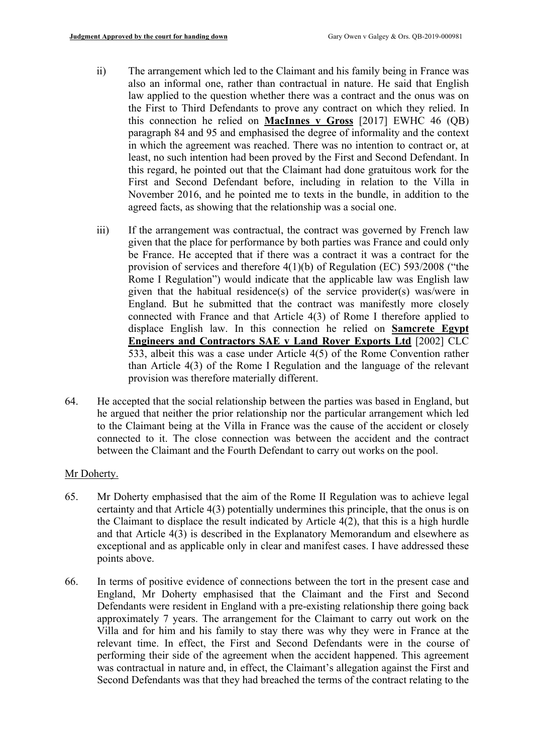ii) The arrangement which led to the Claimant and his family being in France was also an informal one, rather than contractual in nature. He said that English law applied to the question whether there was a contract and the onus was on the First to Third Defendants to prove any contract on which they relied. In this connection he relied on **MacInnes v Gross** [2017] EWHC 46 (QB) paragraph 84 and 95 and emphasised the degree of informality and the context in which the agreement was reached. There was no intention to contract or, at least, no such intention had been proved by the First and Second Defendant. In this regard, he pointed out that the Claimant had done gratuitous work for the First and Second Defendant before, including in relation to the Villa in November 2016, and he pointed me to texts in the bundle, in addition to the agreed facts, as showing that the relationship was a social one.

iii) If the arrangement was contractual, the contract was governed by French law given that the place for performance by both parties was France and could only be France. He accepted that if there was a contract it was a contract for the provision of services and therefore 4(1)(b) of Regulation (EC) 593/2008 ("the Rome I Regulation") would indicate that the applicable law was English law given that the habitual residence(s) of the service provider(s) was/were in England. But he submitted that the contract was manifestly more closely connected with France and that Article 4(3) of Rome I therefore applied to displace English law. In this connection he relied on **Samcrete Egypt Engineers and Contractors SAE v Land Rover Exports Ltd** [2002] CLC 533, albeit this was a case under Article 4(5) of the Rome Convention rather than Article 4(3) of the Rome I Regulation and the language of the relevant provision was therefore materially different.

64. He accepted that the social relationship between the parties was based in England, but he argued that neither the prior relationship nor the particular arrangement which led to the Claimant being at the Villa in France was the cause of the accident or closely connected to it. The close connection was between the accident and the contract between the Claimant and the Fourth Defendant to carry out works on the pool.

Mr Doherty.

65. Mr Doherty emphasised that the aim of the Rome II Regulation was to achieve legal certainty and that Article 4(3) potentially undermines this principle, that the onus is on the Claimant to displace the result indicated by Article 4(2), that this is a high hurdle and that Article 4(3) is described in the Explanatory Memorandum and elsewhere as exceptional and as applicable only in clear and manifest cases. I have addressed these points above.

66. In terms of positive evidence of connections between the tort in the present case and England, Mr Doherty emphasised that the Claimant and the First and Second Defendants were resident in England with a pre-existing relationship there going back approximately 7 years. The arrangement for the Claimant to carry out work on the Villa and for him and his family to stay there was why they were in France at the relevant time. In effect, the First and Second Defendants were in the course of performing their side of the agreement when the accident happened. This agreement was contractual in nature and, in effect, the Claimant's allegation against the First and Second Defendants was that they had breached the terms of the contract relating to the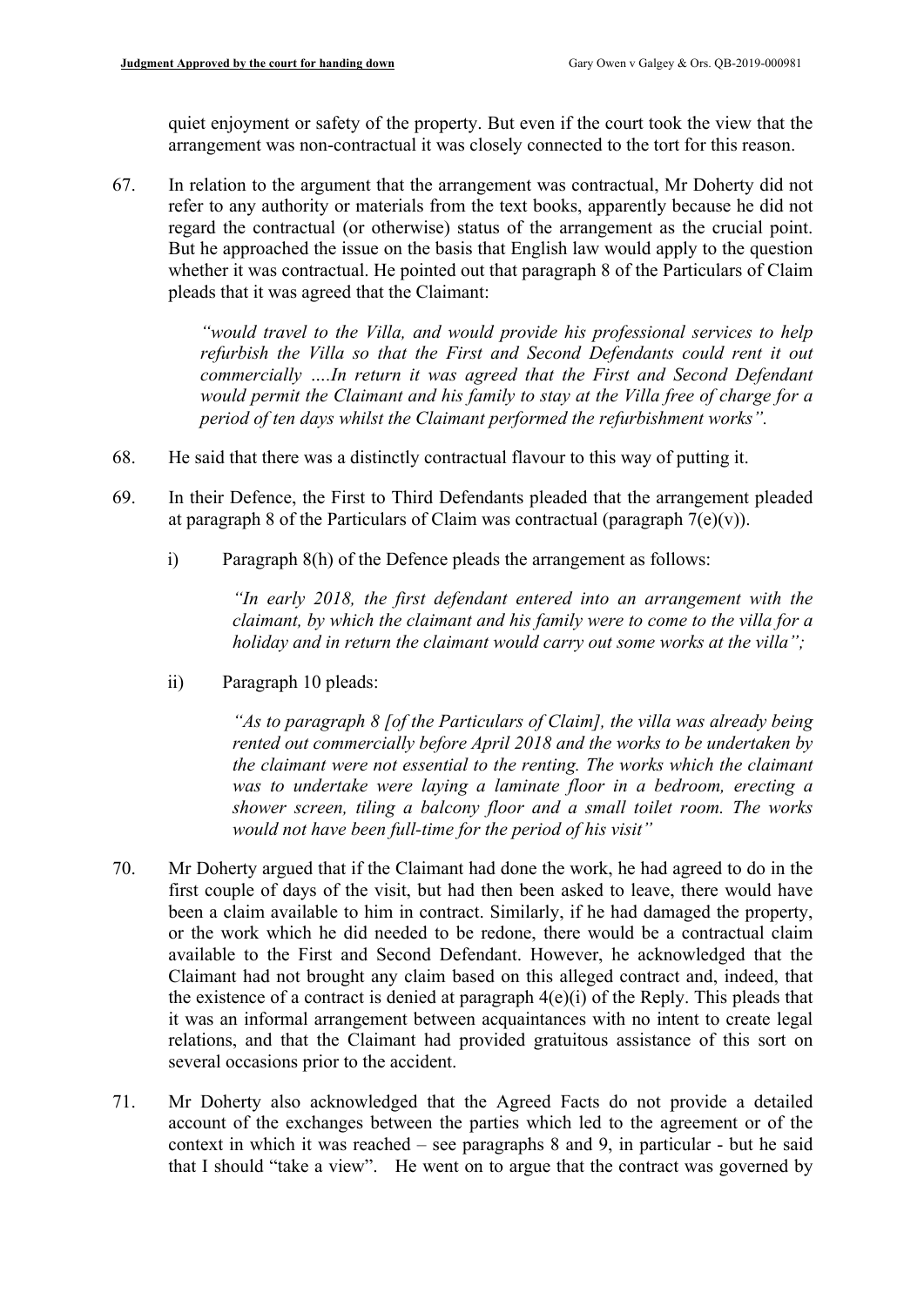quiet enjoyment or safety of the property. But even if the court took the view that the arrangement was non-contractual it was closely connected to the tort for this reason.

67. In relation to the argument that the arrangement was contractual, Mr Doherty did not refer to any authority or materials from the text books, apparently because he did not regard the contractual (or otherwise) status of the arrangement as the crucial point. But he approached the issue on the basis that English law would apply to the question whether it was contractual. He pointed out that paragraph 8 of the Particulars of Claim pleads that it was agreed that the Claimant:

> *"would travel to the Villa, and would provide his professional services to help refurbish the Villa so that the First and Second Defendants could rent it out commercially ….In return it was agreed that the First and Second Defendant would permit the Claimant and his family to stay at the Villa free of charge for a period of ten days whilst the Claimant performed the refurbishment works".*

68. He said that there was a distinctly contractual flavour to this way of putting it.

69. In their Defence, the First to Third Defendants pleaded that the arrangement pleaded at paragraph 8 of the Particulars of Claim was contractual (paragraph 7(e)(v)).

    i) Paragraph 8(h) of the Defence pleads the arrangement as follows:

    > *"In early 2018, the first defendant entered into an arrangement with the claimant, by which the claimant and his family were to come to the villa for a holiday and in return the claimant would carry out some works at the villa";*

    ii) Paragraph 10 pleads:

    > *"As to paragraph 8 [of the Particulars of Claim], the villa was already being rented out commercially before April 2018 and the works to be undertaken by the claimant were not essential to the renting. The works which the claimant was to undertake were laying a laminate floor in a bedroom, erecting a shower screen, tiling a balcony floor and a small toilet room. The works would not have been full-time for the period of his visit"*

70. Mr Doherty argued that if the Claimant had done the work, he had agreed to do in the first couple of days of the visit, but had then been asked to leave, there would have been a claim available to him in contract. Similarly, if he had damaged the property, or the work which he did needed to be redone, there would be a contractual claim available to the First and Second Defendant. However, he acknowledged that the Claimant had not brought any claim based on this alleged contract and, indeed, that the existence of a contract is denied at paragraph 4(e)(i) of the Reply. This pleads that it was an informal arrangement between acquaintances with no intent to create legal relations, and that the Claimant had provided gratuitous assistance of this sort on several occasions prior to the accident.

71. Mr Doherty also acknowledged that the Agreed Facts do not provide a detailed account of the exchanges between the parties which led to the agreement or of the context in which it was reached – see paragraphs 8 and 9, in particular - but he said that I should "take a view". He went on to argue that the contract was governed by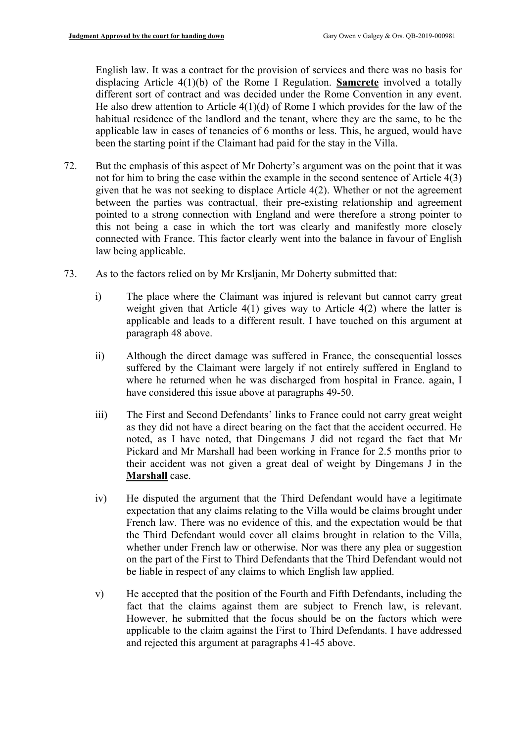English law. It was a contract for the provision of services and there was no basis for displacing Article 4(1)(b) of the Rome I Regulation. **Samcrete** involved a totally different sort of contract and was decided under the Rome Convention in any event. He also drew attention to Article 4(1)(d) of Rome I which provides for the law of the habitual residence of the landlord and the tenant, where they are the same, to be the applicable law in cases of tenancies of 6 months or less. This, he argued, would have been the starting point if the Claimant had paid for the stay in the Villa.

72. But the emphasis of this aspect of Mr Doherty's argument was on the point that it was not for him to bring the case within the example in the second sentence of Article 4(3) given that he was not seeking to displace Article 4(2). Whether or not the agreement between the parties was contractual, their pre-existing relationship and agreement pointed to a strong connection with England and were therefore a strong pointer to this not being a case in which the tort was clearly and manifestly more closely connected with France. This factor clearly went into the balance in favour of English law being applicable.

73. As to the factors relied on by Mr Krsljanin, Mr Doherty submitted that:

    i) The place where the Claimant was injured is relevant but cannot carry great weight given that Article 4(1) gives way to Article 4(2) where the latter is applicable and leads to a different result. I have touched on this argument at paragraph 48 above.

    ii) Although the direct damage was suffered in France, the consequential losses suffered by the Claimant were largely if not entirely suffered in England to where he returned when he was discharged from hospital in France. again, I have considered this issue above at paragraphs 49-50.

    iii) The First and Second Defendants' links to France could not carry great weight as they did not have a direct bearing on the fact that the accident occurred. He noted, as I have noted, that Dingemans J did not regard the fact that Mr Pickard and Mr Marshall had been working in France for 2.5 months prior to their accident was not given a great deal of weight by Dingemans J in the **Marshall** case.

    iv) He disputed the argument that the Third Defendant would have a legitimate expectation that any claims relating to the Villa would be claims brought under French law. There was no evidence of this, and the expectation would be that the Third Defendant would cover all claims brought in relation to the Villa, whether under French law or otherwise. Nor was there any plea or suggestion on the part of the First to Third Defendants that the Third Defendant would not be liable in respect of any claims to which English law applied.

    v) He accepted that the position of the Fourth and Fifth Defendants, including the fact that the claims against them are subject to French law, is relevant. However, he submitted that the focus should be on the factors which were applicable to the claim against the First to Third Defendants. I have addressed and rejected this argument at paragraphs 41-45 above.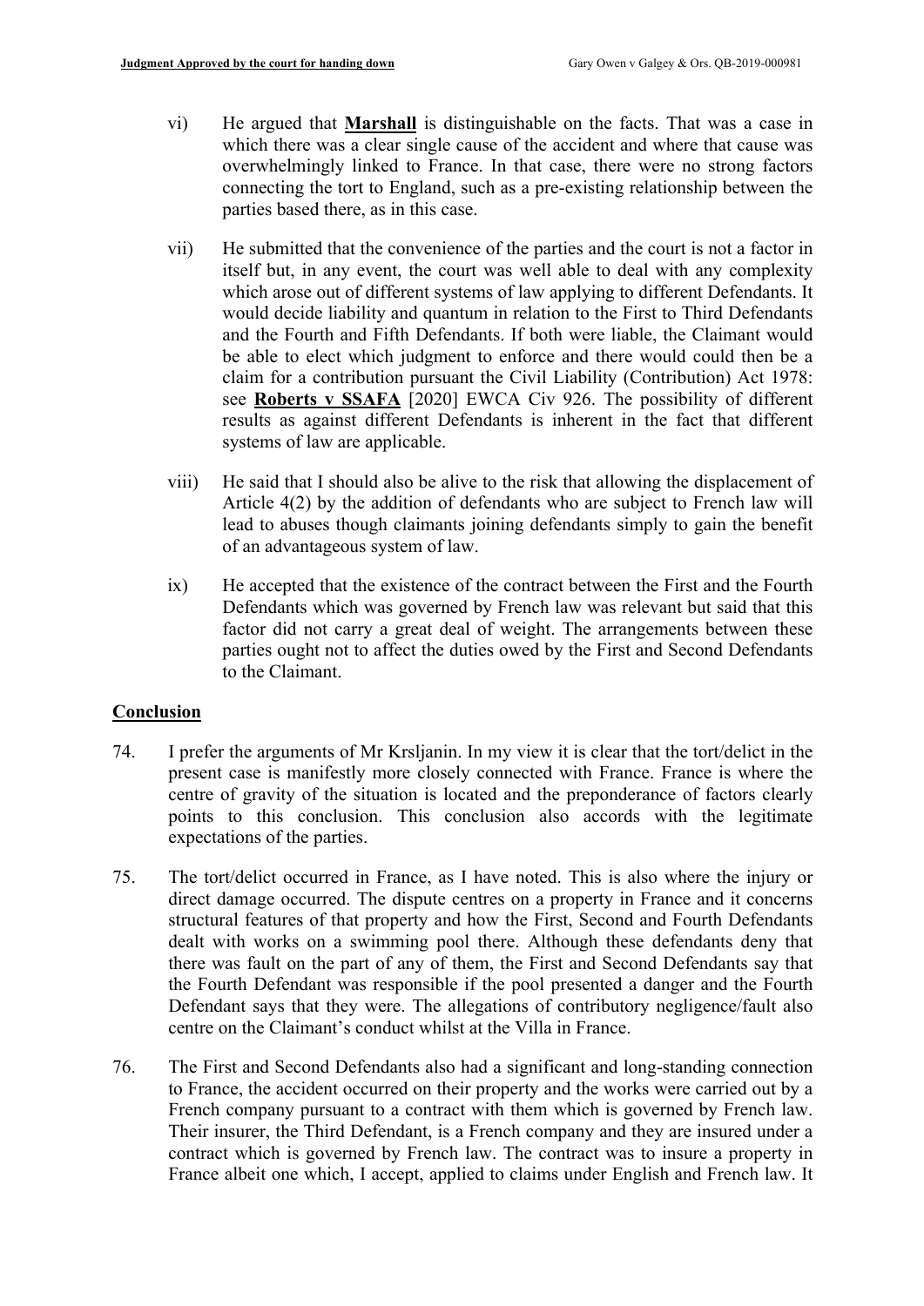vi) He argued that **Marshall** is distinguishable on the facts. That was a case in which there was a clear single cause of the accident and where that cause was overwhelmingly linked to France. In that case, there were no strong factors connecting the tort to England, such as a pre-existing relationship between the parties based there, as in this case.

vii) He submitted that the convenience of the parties and the court is not a factor in itself but, in any event, the court was well able to deal with any complexity which arose out of different systems of law applying to different Defendants. It would decide liability and quantum in relation to the First to Third Defendants and the Fourth and Fifth Defendants. If both were liable, the Claimant would be able to elect which judgment to enforce and there would could then be a claim for a contribution pursuant the Civil Liability (Contribution) Act 1978: see **Roberts v SSAFA** [2020] EWCA Civ 926. The possibility of different results as against different Defendants is inherent in the fact that different systems of law are applicable.

viii) He said that I should also be alive to the risk that allowing the displacement of Article 4(2) by the addition of defendants who are subject to French law will lead to abuses though claimants joining defendants simply to gain the benefit of an advantageous system of law.

ix) He accepted that the existence of the contract between the First and the Fourth Defendants which was governed by French law was relevant but said that this factor did not carry a great deal of weight. The arrangements between these parties ought not to affect the duties owed by the First and Second Defendants to the Claimant.

## Conclusion

74. I prefer the arguments of Mr Krsljanin. In my view it is clear that the tort/delict in the present case is manifestly more closely connected with France. France is where the centre of gravity of the situation is located and the preponderance of factors clearly points to this conclusion. This conclusion also accords with the legitimate expectations of the parties.

75. The tort/delict occurred in France, as I have noted. This is also where the injury or direct damage occurred. The dispute centres on a property in France and it concerns structural features of that property and how the First, Second and Fourth Defendants dealt with works on a swimming pool there. Although these defendants deny that there was fault on the part of any of them, the First and Second Defendants say that the Fourth Defendant was responsible if the pool presented a danger and the Fourth Defendant says that they were. The allegations of contributory negligence/fault also centre on the Claimant's conduct whilst at the Villa in France.

76. The First and Second Defendants also had a significant and long-standing connection to France, the accident occurred on their property and the works were carried out by a French company pursuant to a contract with them which is governed by French law. Their insurer, the Third Defendant, is a French company and they are insured under a contract which is governed by French law. The contract was to insure a property in France albeit one which, I accept, applied to claims under English and French law. It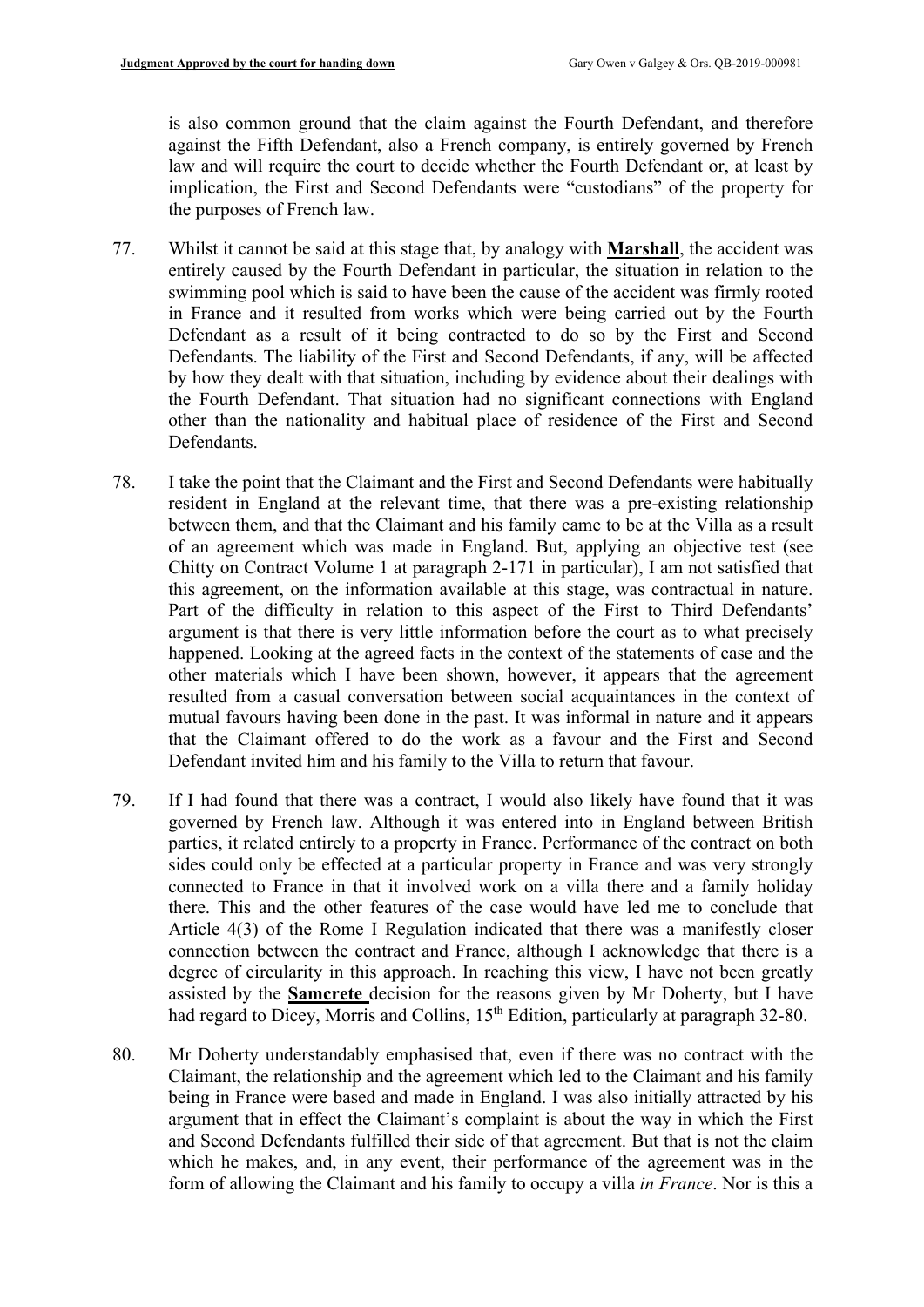is also common ground that the claim against the Fourth Defendant, and therefore against the Fifth Defendant, also a French company, is entirely governed by French law and will require the court to decide whether the Fourth Defendant or, at least by implication, the First and Second Defendants were "custodians" of the property for the purposes of French law.

77. Whilst it cannot be said at this stage that, by analogy with **Marshall**, the accident was entirely caused by the Fourth Defendant in particular, the situation in relation to the swimming pool which is said to have been the cause of the accident was firmly rooted in France and it resulted from works which were being carried out by the Fourth Defendant as a result of it being contracted to do so by the First and Second Defendants. The liability of the First and Second Defendants, if any, will be affected by how they dealt with that situation, including by evidence about their dealings with the Fourth Defendant. That situation had no significant connections with England other than the nationality and habitual place of residence of the First and Second Defendants.

78. I take the point that the Claimant and the First and Second Defendants were habitually resident in England at the relevant time, that there was a pre-existing relationship between them, and that the Claimant and his family came to be at the Villa as a result of an agreement which was made in England. But, applying an objective test (see Chitty on Contract Volume 1 at paragraph 2-171 in particular), I am not satisfied that this agreement, on the information available at this stage, was contractual in nature. Part of the difficulty in relation to this aspect of the First to Third Defendants' argument is that there is very little information before the court as to what precisely happened. Looking at the agreed facts in the context of the statements of case and the other materials which I have been shown, however, it appears that the agreement resulted from a casual conversation between social acquaintances in the context of mutual favours having been done in the past. It was informal in nature and it appears that the Claimant offered to do the work as a favour and the First and Second Defendant invited him and his family to the Villa to return that favour.

79. If I had found that there was a contract, I would also likely have found that it was governed by French law. Although it was entered into in England between British parties, it related entirely to a property in France. Performance of the contract on both sides could only be effected at a particular property in France and was very strongly connected to France in that it involved work on a villa there and a family holiday there. This and the other features of the case would have led me to conclude that Article 4(3) of the Rome I Regulation indicated that there was a manifestly closer connection between the contract and France, although I acknowledge that there is a degree of circularity in this approach. In reaching this view, I have not been greatly assisted by the **Samcrete** decision for the reasons given by Mr Doherty, but I have had regard to Dicey, Morris and Collins, 15th Edition, particularly at paragraph 32-80.

80. Mr Doherty understandably emphasised that, even if there was no contract with the Claimant, the relationship and the agreement which led to the Claimant and his family being in France were based and made in England. I was also initially attracted by his argument that in effect the Claimant's complaint is about the way in which the First and Second Defendants fulfilled their side of that agreement. But that is not the claim which he makes, and, in any event, their performance of the agreement was in the form of allowing the Claimant and his family to occupy a villa *in France*. Nor is this a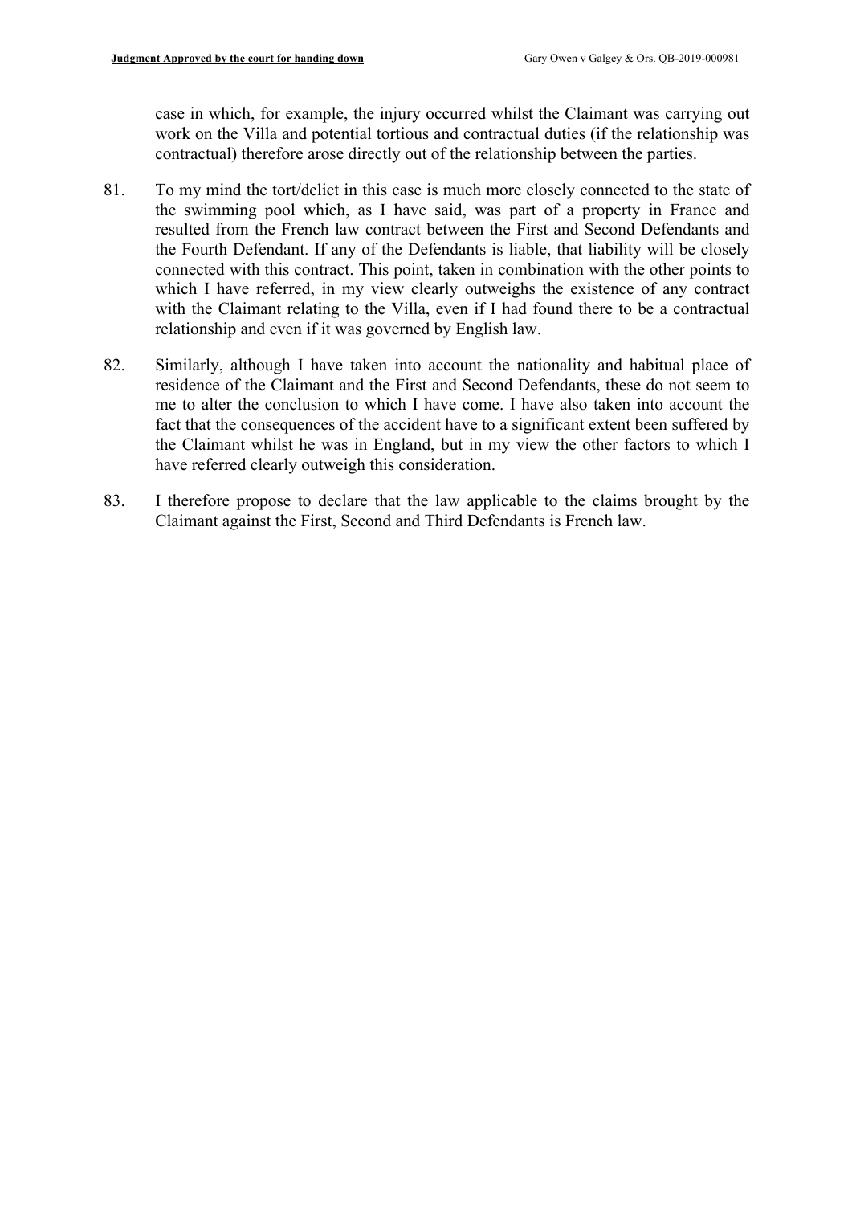case in which, for example, the injury occurred whilst the Claimant was carrying out work on the Villa and potential tortious and contractual duties (if the relationship was contractual) therefore arose directly out of the relationship between the parties.

81. To my mind the tort/delict in this case is much more closely connected to the state of the swimming pool which, as I have said, was part of a property in France and resulted from the French law contract between the First and Second Defendants and the Fourth Defendant. If any of the Defendants is liable, that liability will be closely connected with this contract. This point, taken in combination with the other points to which I have referred, in my view clearly outweighs the existence of any contract with the Claimant relating to the Villa, even if I had found there to be a contractual relationship and even if it was governed by English law.

82. Similarly, although I have taken into account the nationality and habitual place of residence of the Claimant and the First and Second Defendants, these do not seem to me to alter the conclusion to which I have come. I have also taken into account the fact that the consequences of the accident have to a significant extent been suffered by the Claimant whilst he was in England, but in my view the other factors to which I have referred clearly outweigh this consideration.

83. I therefore propose to declare that the law applicable to the claims brought by the Claimant against the First, Second and Third Defendants is French law.